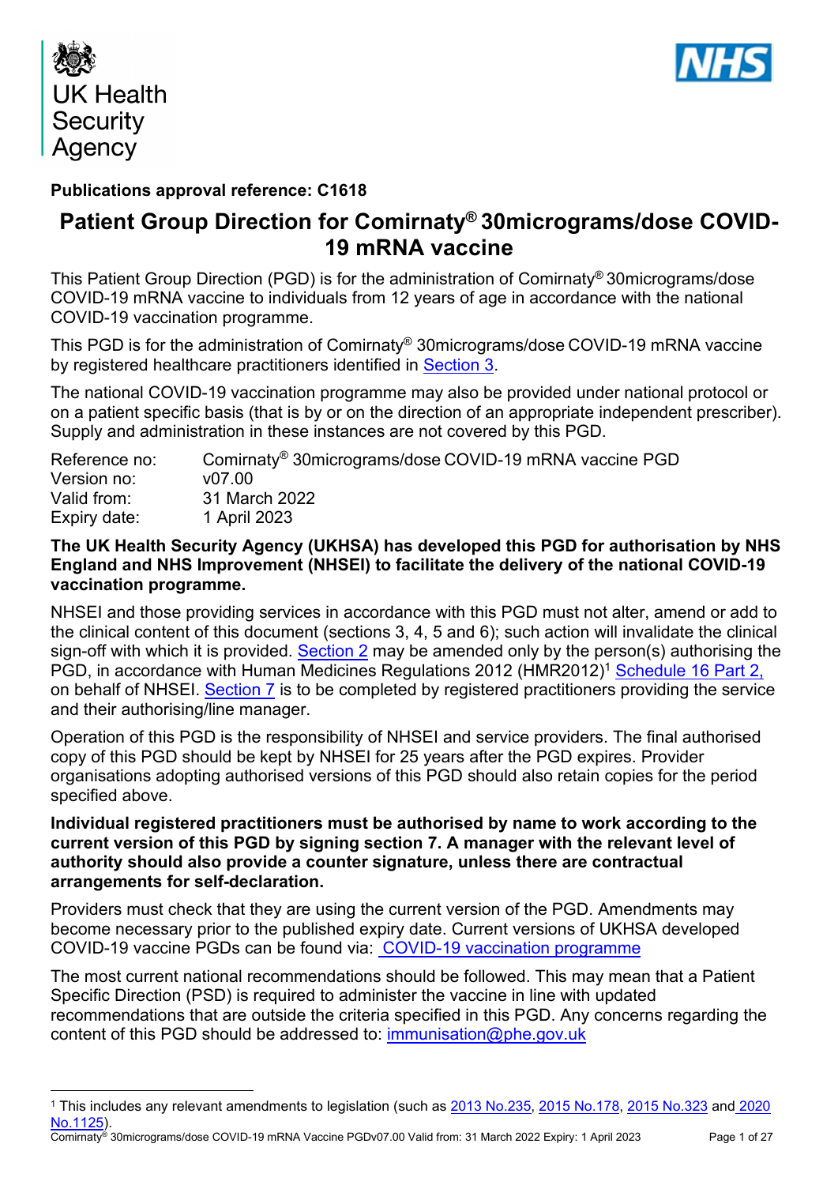UK Health Security Agency

NHS

**Publications approval reference: C1618**

# Patient Group Direction for Comirnaty® 30micrograms/dose COVID-19 mRNA vaccine

This Patient Group Direction (PGD) is for the administration of Comirnaty® 30micrograms/dose COVID-19 mRNA vaccine to individuals from 12 years of age in accordance with the national COVID-19 vaccination programme.

This PGD is for the administration of Comirnaty® 30micrograms/dose COVID-19 mRNA vaccine by registered healthcare practitioners identified in Section 3.

The national COVID-19 vaccination programme may also be provided under national protocol or on a patient specific basis (that is by or on the direction of an appropriate independent prescriber). Supply and administration in these instances are not covered by this PGD.

| | |
|---|---|
| Reference no: | Comirnaty® 30micrograms/dose COVID-19 mRNA vaccine PGD |
| Version no: | v07.00 |
| Valid from: | 31 March 2022 |
| Expiry date: | 1 April 2023 |

**The UK Health Security Agency (UKHSA) has developed this PGD for authorisation by NHS England and NHS Improvement (NHSEI) to facilitate the delivery of the national COVID-19 vaccination programme.**

NHSEI and those providing services in accordance with this PGD must not alter, amend or add to the clinical content of this document (sections 3, 4, 5 and 6); such action will invalidate the clinical sign-off with which it is provided. Section 2 may be amended only by the person(s) authorising the PGD, in accordance with Human Medicines Regulations 2012 (HMR2012)[1] Schedule 16 Part 2, on behalf of NHSEI. Section 7 is to be completed by registered practitioners providing the service and their authorising/line manager.

Operation of this PGD is the responsibility of NHSEI and service providers. The final authorised copy of this PGD should be kept by NHSEI for 25 years after the PGD expires. Provider organisations adopting authorised versions of this PGD should also retain copies for the period specified above.

**Individual registered practitioners must be authorised by name to work according to the current version of this PGD by signing section 7. A manager with the relevant level of authority should also provide a counter signature, unless there are contractual arrangements for self-declaration.**

Providers must check that they are using the current version of the PGD. Amendments may become necessary prior to the published expiry date. Current versions of UKHSA developed COVID-19 vaccine PGDs can be found via: COVID-19 vaccination programme

The most current national recommendations should be followed. This may mean that a Patient Specific Direction (PSD) is required to administer the vaccine in line with updated recommendations that are outside the criteria specified in this PGD. Any concerns regarding the content of this PGD should be addressed to: immunisation@phe.gov.uk

---

[1] This includes any relevant amendments to legislation (such as 2013 No.235, 2015 No.178, 2015 No.323 and 2020 No.1125).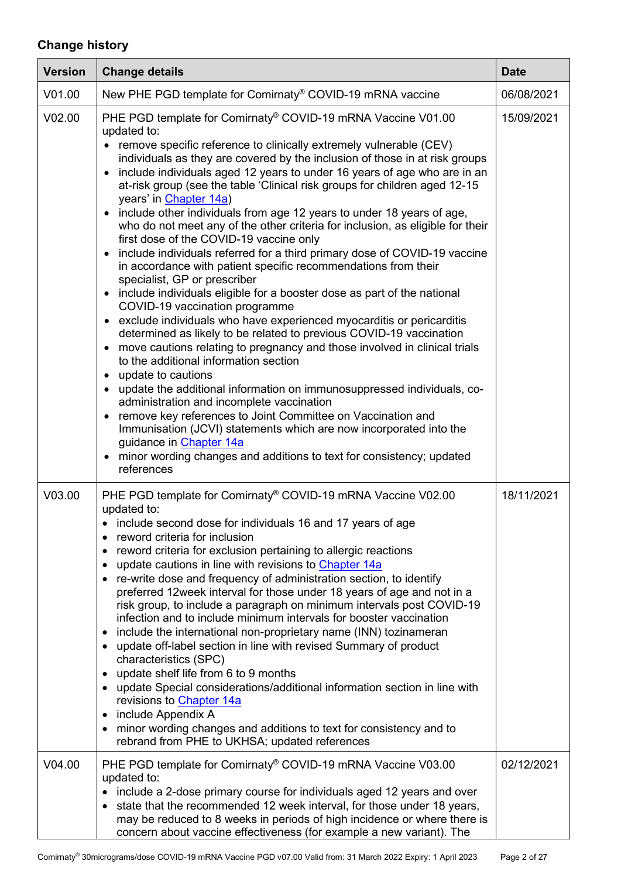## Change history

| Version | Change details | Date |
|---|---|---|
| V01.00 | New PHE PGD template for Comirnaty® COVID-19 mRNA vaccine | 06/08/2021 |
| V02.00 | PHE PGD template for Comirnaty® COVID-19 mRNA Vaccine V01.00 updated to:<br>• remove specific reference to clinically extremely vulnerable (CEV) individuals as they are covered by the inclusion of those in at risk groups<br>• include individuals aged 12 years to under 16 years of age who are in an at-risk group (see the table 'Clinical risk groups for children aged 12-15 years' in Chapter 14a)<br>• include other individuals from age 12 years to under 18 years of age, who do not meet any of the other criteria for inclusion, as eligible for their first dose of the COVID-19 vaccine only<br>• include individuals referred for a third primary dose of COVID-19 vaccine in accordance with patient specific recommendations from their specialist, GP or prescriber<br>• include individuals eligible for a booster dose as part of the national COVID-19 vaccination programme<br>• exclude individuals who have experienced myocarditis or pericarditis determined as likely to be related to previous COVID-19 vaccination<br>• move cautions relating to pregnancy and those involved in clinical trials to the additional information section<br>• update to cautions<br>• update the additional information on immunosuppressed individuals, co-administration and incomplete vaccination<br>• remove key references to Joint Committee on Vaccination and Immunisation (JCVI) statements which are now incorporated into the guidance in Chapter 14a<br>• minor wording changes and additions to text for consistency; updated references | 15/09/2021 |
| V03.00 | PHE PGD template for Comirnaty® COVID-19 mRNA Vaccine V02.00 updated to:<br>• include second dose for individuals 16 and 17 years of age<br>• reword criteria for inclusion<br>• reword criteria for exclusion pertaining to allergic reactions<br>• update cautions in line with revisions to Chapter 14a<br>• re-write dose and frequency of administration section, to identify preferred 12week interval for those under 18 years of age and not in a risk group, to include a paragraph on minimum intervals post COVID-19 infection and to include minimum intervals for booster vaccination<br>• include the international non-proprietary name (INN) tozinameran<br>• update off-label section in line with revised Summary of product characteristics (SPC)<br>• update shelf life from 6 to 9 months<br>• update Special considerations/additional information section in line with revisions to Chapter 14a<br>• include Appendix A<br>• minor wording changes and additions to text for consistency and to rebrand from PHE to UKHSA; updated references | 18/11/2021 |
| V04.00 | PHE PGD template for Comirnaty® COVID-19 mRNA Vaccine V03.00 updated to:<br>• include a 2-dose primary course for individuals aged 12 years and over<br>• state that the recommended 12 week interval, for those under 18 years, may be reduced to 8 weeks in periods of high incidence or where there is concern about vaccine effectiveness (for example a new variant). The | 02/12/2021 |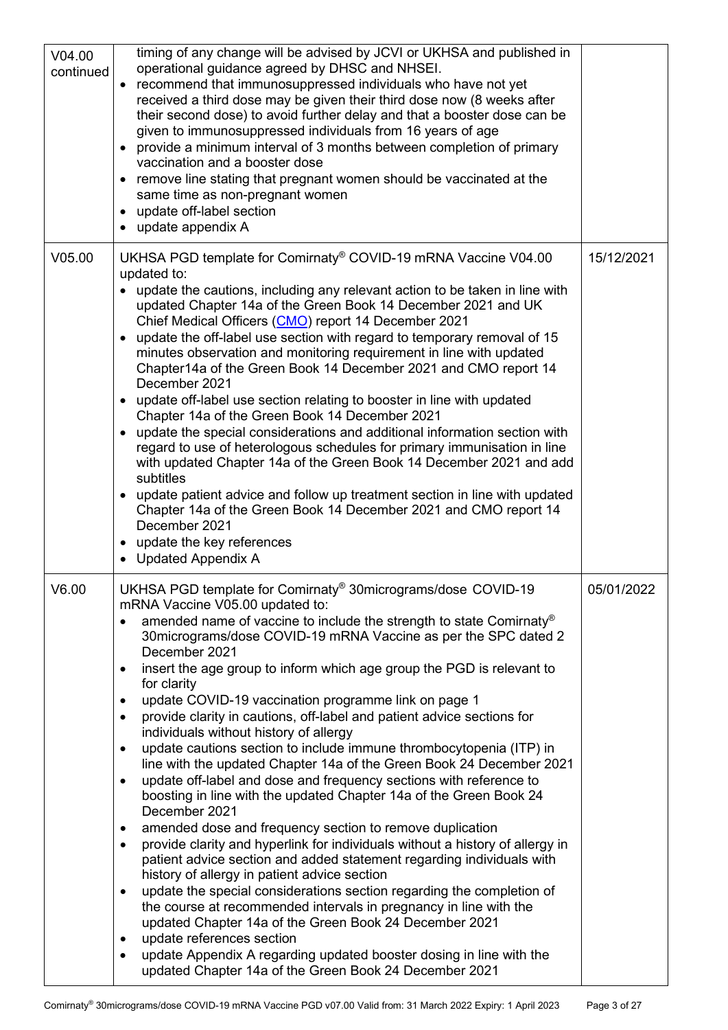| | | |
|---|---|---|
| V04.00 continued | timing of any change will be advised by JCVI or UKHSA and published in operational guidance agreed by DHSC and NHSEI.<br>• recommend that immunosuppressed individuals who have not yet received a third dose may be given their third dose now (8 weeks after their second dose) to avoid further delay and that a booster dose can be given to immunosuppressed individuals from 16 years of age<br>• provide a minimum interval of 3 months between completion of primary vaccination and a booster dose<br>• remove line stating that pregnant women should be vaccinated at the same time as non-pregnant women<br>• update off-label section<br>• update appendix A | |
| V05.00 | UKHSA PGD template for Comirnaty® COVID-19 mRNA Vaccine V04.00 updated to:<br>• update the cautions, including any relevant action to be taken in line with updated Chapter 14a of the Green Book 14 December 2021 and UK Chief Medical Officers (CMO) report 14 December 2021<br>• update the off-label use section with regard to temporary removal of 15 minutes observation and monitoring requirement in line with updated Chapter14a of the Green Book 14 December 2021 and CMO report 14 December 2021<br>• update off-label use section relating to booster in line with updated Chapter 14a of the Green Book 14 December 2021<br>• update the special considerations and additional information section with regard to use of heterologous schedules for primary immunisation in line with updated Chapter 14a of the Green Book 14 December 2021 and add subtitles<br>• update patient advice and follow up treatment section in line with updated Chapter 14a of the Green Book 14 December 2021 and CMO report 14 December 2021<br>• update the key references<br>• Updated Appendix A | 15/12/2021 |
| V6.00 | UKHSA PGD template for Comirnaty® 30micrograms/dose COVID-19 mRNA Vaccine V05.00 updated to:<br>• amended name of vaccine to include the strength to state Comirnaty® 30micrograms/dose COVID-19 mRNA Vaccine as per the SPC dated 2 December 2021<br>• insert the age group to inform which age group the PGD is relevant to for clarity<br>• update COVID-19 vaccination programme link on page 1<br>• provide clarity in cautions, off-label and patient advice sections for individuals without history of allergy<br>• update cautions section to include immune thrombocytopenia (ITP) in line with the updated Chapter 14a of the Green Book 24 December 2021<br>• update off-label and dose and frequency sections with reference to boosting in line with the updated Chapter 14a of the Green Book 24 December 2021<br>• amended dose and frequency section to remove duplication<br>• provide clarity and hyperlink for individuals without a history of allergy in patient advice section and added statement regarding individuals with history of allergy in patient advice section<br>• update the special considerations section regarding the completion of the course at recommended intervals in pregnancy in line with the updated Chapter 14a of the Green Book 24 December 2021<br>• update references section<br>• update Appendix A regarding updated booster dosing in line with the updated Chapter 14a of the Green Book 24 December 2021 | 05/01/2022 |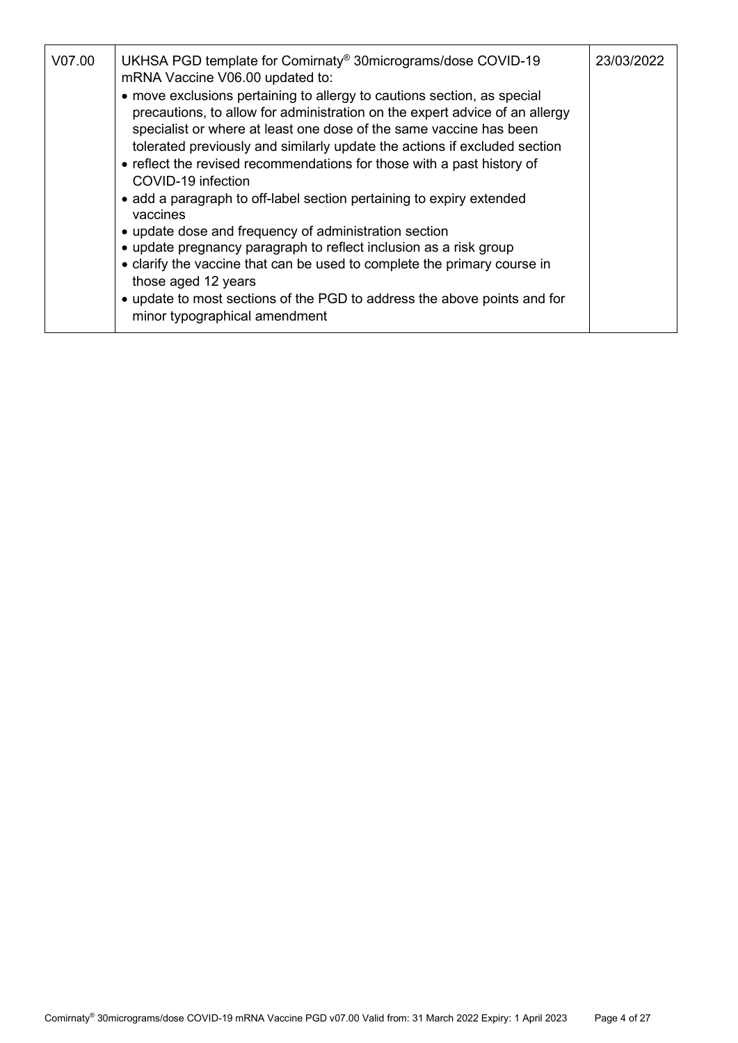| | | |
|---|---|---|
| V07.00 | UKHSA PGD template for Comirnaty® 30micrograms/dose COVID-19 mRNA Vaccine V06.00 updated to:<br>• move exclusions pertaining to allergy to cautions section, as special precautions, to allow for administration on the expert advice of an allergy specialist or where at least one dose of the same vaccine has been tolerated previously and similarly update the actions if excluded section<br>• reflect the revised recommendations for those with a past history of COVID-19 infection<br>• add a paragraph to off-label section pertaining to expiry extended vaccines<br>• update dose and frequency of administration section<br>• update pregnancy paragraph to reflect inclusion as a risk group<br>• clarify the vaccine that can be used to complete the primary course in those aged 12 years<br>• update to most sections of the PGD to address the above points and for minor typographical amendment | 23/03/2022 |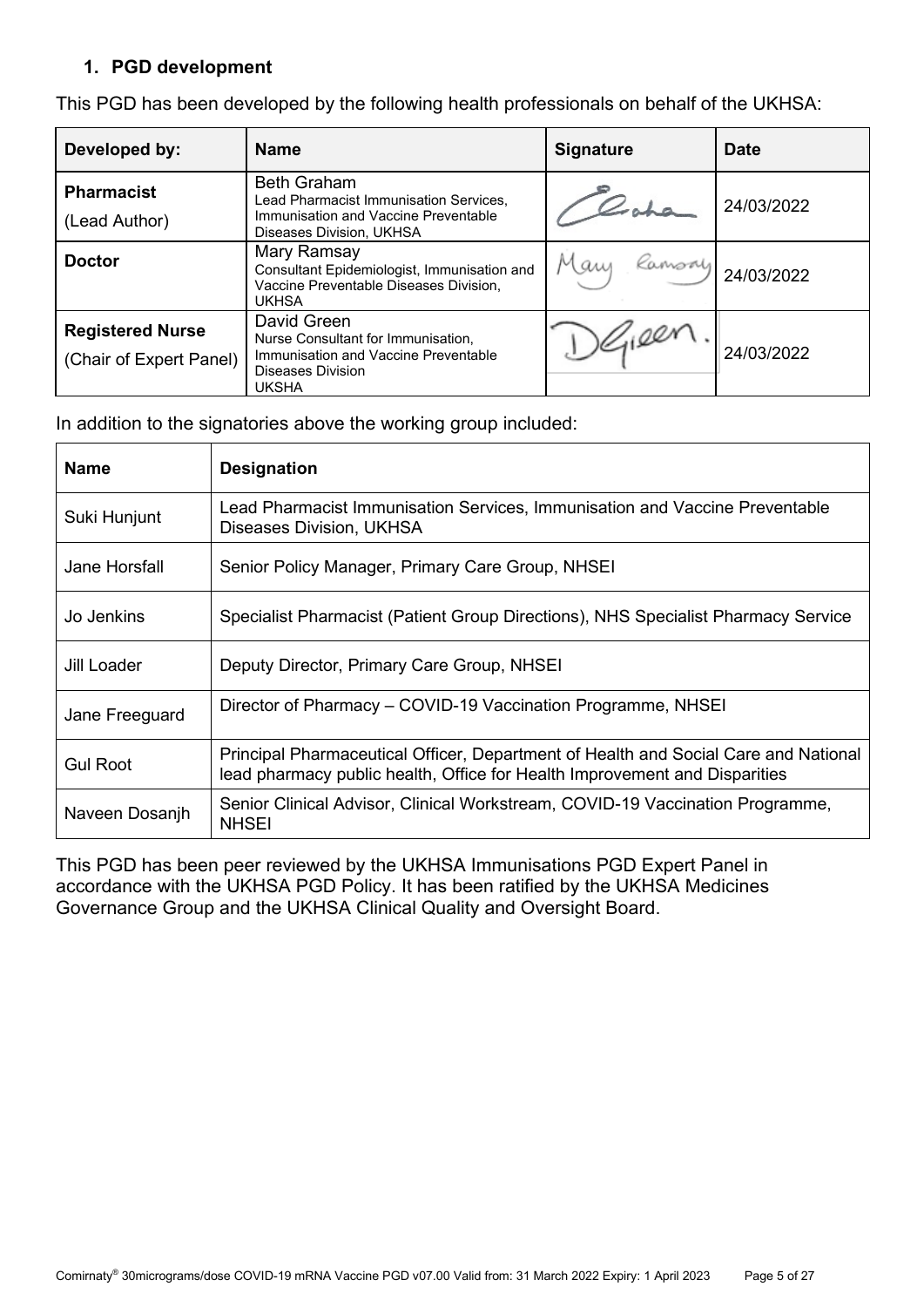## 1. PGD development

This PGD has been developed by the following health professionals on behalf of the UKHSA:

| Developed by: | Name | Signature | Date |
|---|---|---|---|
| **Pharmacist** (Lead Author) | Beth Graham Lead Pharmacist Immunisation Services, Immunisation and Vaccine Preventable Diseases Division, UKHSA | | 24/03/2022 |
| **Doctor** | Mary Ramsay Consultant Epidemiologist, Immunisation and Vaccine Preventable Diseases Division, UKHSA | | 24/03/2022 |
| **Registered Nurse** (Chair of Expert Panel) | David Green Nurse Consultant for Immunisation, Immunisation and Vaccine Preventable Diseases Division UKSHA | | 24/03/2022 |

In addition to the signatories above the working group included:

| Name | Designation |
|---|---|
| Suki Hunjunt | Lead Pharmacist Immunisation Services, Immunisation and Vaccine Preventable Diseases Division, UKHSA |
| Jane Horsfall | Senior Policy Manager, Primary Care Group, NHSEI |
| Jo Jenkins | Specialist Pharmacist (Patient Group Directions), NHS Specialist Pharmacy Service |
| Jill Loader | Deputy Director, Primary Care Group, NHSEI |
| Jane Freeguard | Director of Pharmacy – COVID-19 Vaccination Programme, NHSEI |
| Gul Root | Principal Pharmaceutical Officer, Department of Health and Social Care and National lead pharmacy public health, Office for Health Improvement and Disparities |
| Naveen Dosanjh | Senior Clinical Advisor, Clinical Workstream, COVID-19 Vaccination Programme, NHSEI |

This PGD has been peer reviewed by the UKHSA Immunisations PGD Expert Panel in accordance with the UKHSA PGD Policy. It has been ratified by the UKHSA Medicines Governance Group and the UKHSA Clinical Quality and Oversight Board.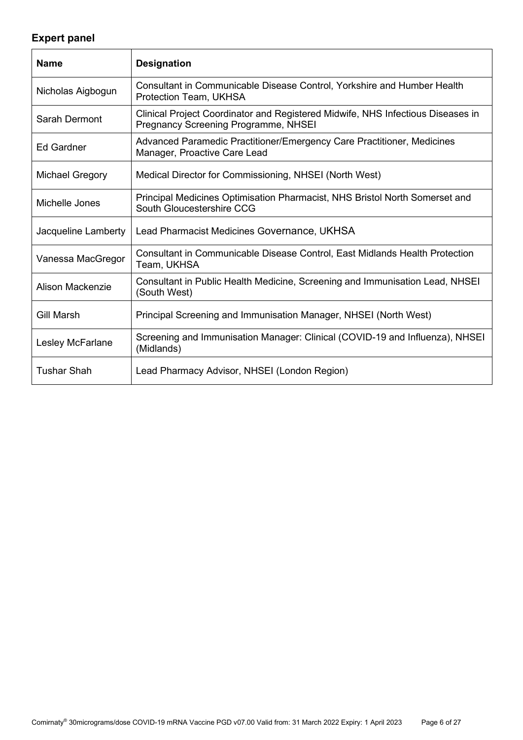## Expert panel

| Name | Designation |
|---|---|
| Nicholas Aigbogun | Consultant in Communicable Disease Control, Yorkshire and Humber Health Protection Team, UKHSA |
| Sarah Dermont | Clinical Project Coordinator and Registered Midwife, NHS Infectious Diseases in Pregnancy Screening Programme, NHSEI |
| Ed Gardner | Advanced Paramedic Practitioner/Emergency Care Practitioner, Medicines Manager, Proactive Care Lead |
| Michael Gregory | Medical Director for Commissioning, NHSEI (North West) |
| Michelle Jones | Principal Medicines Optimisation Pharmacist, NHS Bristol North Somerset and South Gloucestershire CCG |
| Jacqueline Lamberty | Lead Pharmacist Medicines Governance, UKHSA |
| Vanessa MacGregor | Consultant in Communicable Disease Control, East Midlands Health Protection Team, UKHSA |
| Alison Mackenzie | Consultant in Public Health Medicine, Screening and Immunisation Lead, NHSEI (South West) |
| Gill Marsh | Principal Screening and Immunisation Manager, NHSEI (North West) |
| Lesley McFarlane | Screening and Immunisation Manager: Clinical (COVID-19 and Influenza), NHSEI (Midlands) |
| Tushar Shah | Lead Pharmacy Advisor, NHSEI (London Region) |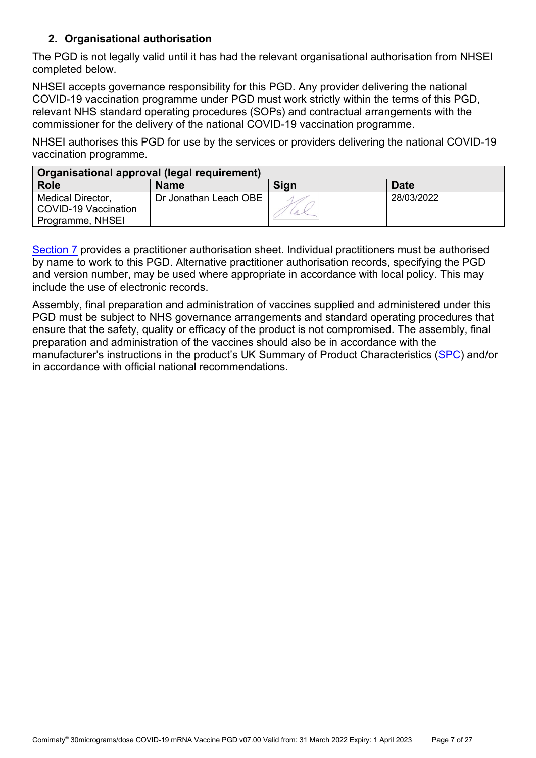## 2. Organisational authorisation

The PGD is not legally valid until it has had the relevant organisational authorisation from NHSEI completed below.

NHSEI accepts governance responsibility for this PGD. Any provider delivering the national COVID-19 vaccination programme under PGD must work strictly within the terms of this PGD, relevant NHS standard operating procedures (SOPs) and contractual arrangements with the commissioner for the delivery of the national COVID-19 vaccination programme.

NHSEI authorises this PGD for use by the services or providers delivering the national COVID-19 vaccination programme.

| **Organisational approval (legal requirement)** | | | |
|---|---|---|---|
| **Role** | **Name** | **Sign** | **Date** |
| Medical Director, COVID-19 Vaccination Programme, NHSEI | Dr Jonathan Leach OBE | | 28/03/2022 |

Section 7 provides a practitioner authorisation sheet. Individual practitioners must be authorised by name to work to this PGD. Alternative practitioner authorisation records, specifying the PGD and version number, may be used where appropriate in accordance with local policy. This may include the use of electronic records.

Assembly, final preparation and administration of vaccines supplied and administered under this PGD must be subject to NHS governance arrangements and standard operating procedures that ensure that the safety, quality or efficacy of the product is not compromised. The assembly, final preparation and administration of the vaccines should also be in accordance with the manufacturer's instructions in the product's UK Summary of Product Characteristics (SPC) and/or in accordance with official national recommendations.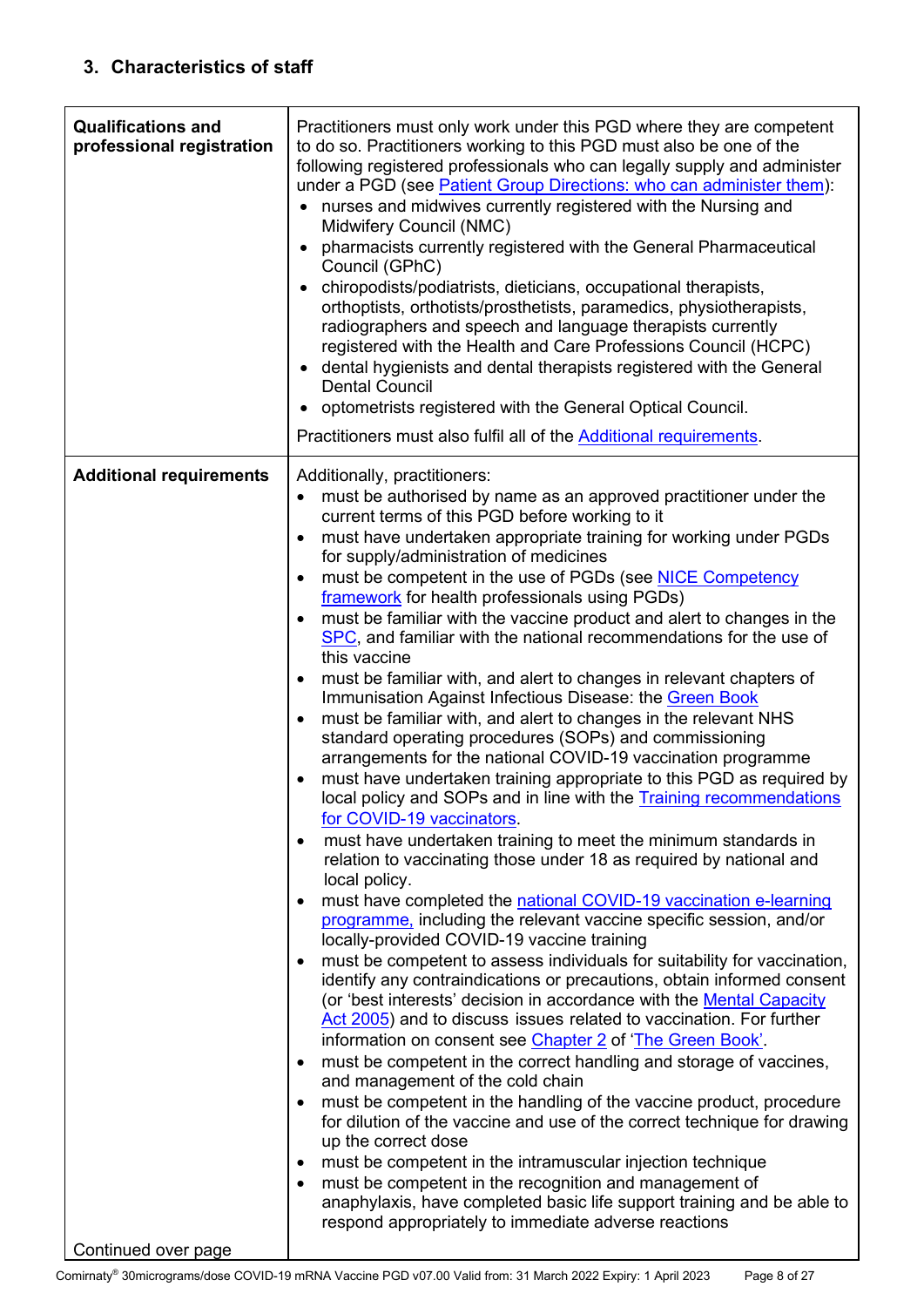## 3. Characteristics of staff

| | |
|---|---|
| **Qualifications and professional registration** | Practitioners must only work under this PGD where they are competent to do so. Practitioners working to this PGD must also be one of the following registered professionals who can legally supply and administer under a PGD (see Patient Group Directions: who can administer them):<br>• nurses and midwives currently registered with the Nursing and Midwifery Council (NMC)<br>• pharmacists currently registered with the General Pharmaceutical Council (GPhC)<br>• chiropodists/podiatrists, dieticians, occupational therapists, orthoptists, orthotists/prosthetists, paramedics, physiotherapists, radiographers and speech and language therapists currently registered with the Health and Care Professions Council (HCPC)<br>• dental hygienists and dental therapists registered with the General Dental Council<br>• optometrists registered with the General Optical Council.<br><br>Practitioners must also fulfil all of the Additional requirements. |
| **Additional requirements**<br><br>Continued over page | Additionally, practitioners:<br>• must be authorised by name as an approved practitioner under the current terms of this PGD before working to it<br>• must have undertaken appropriate training for working under PGDs for supply/administration of medicines<br>• must be competent in the use of PGDs (see NICE Competency framework for health professionals using PGDs)<br>• must be familiar with the vaccine product and alert to changes in the SPC, and familiar with the national recommendations for the use of this vaccine<br>• must be familiar with, and alert to changes in relevant chapters of Immunisation Against Infectious Disease: the Green Book<br>• must be familiar with, and alert to changes in the relevant NHS standard operating procedures (SOPs) and commissioning arrangements for the national COVID-19 vaccination programme<br>• must have undertaken training appropriate to this PGD as required by local policy and SOPs and in line with the Training recommendations for COVID-19 vaccinators.<br>• must have undertaken training to meet the minimum standards in relation to vaccinating those under 18 as required by national and local policy.<br>• must have completed the national COVID-19 vaccination e-learning programme, including the relevant vaccine specific session, and/or locally-provided COVID-19 vaccine training<br>• must be competent to assess individuals for suitability for vaccination, identify any contraindications or precautions, obtain informed consent (or 'best interests' decision in accordance with the Mental Capacity Act 2005) and to discuss issues related to vaccination. For further information on consent see Chapter 2 of 'The Green Book'.<br>• must be competent in the correct handling and storage of vaccines, and management of the cold chain<br>• must be competent in the handling of the vaccine product, procedure for dilution of the vaccine and use of the correct technique for drawing up the correct dose<br>• must be competent in the intramuscular injection technique<br>• must be competent in the recognition and management of anaphylaxis, have completed basic life support training and be able to respond appropriately to immediate adverse reactions |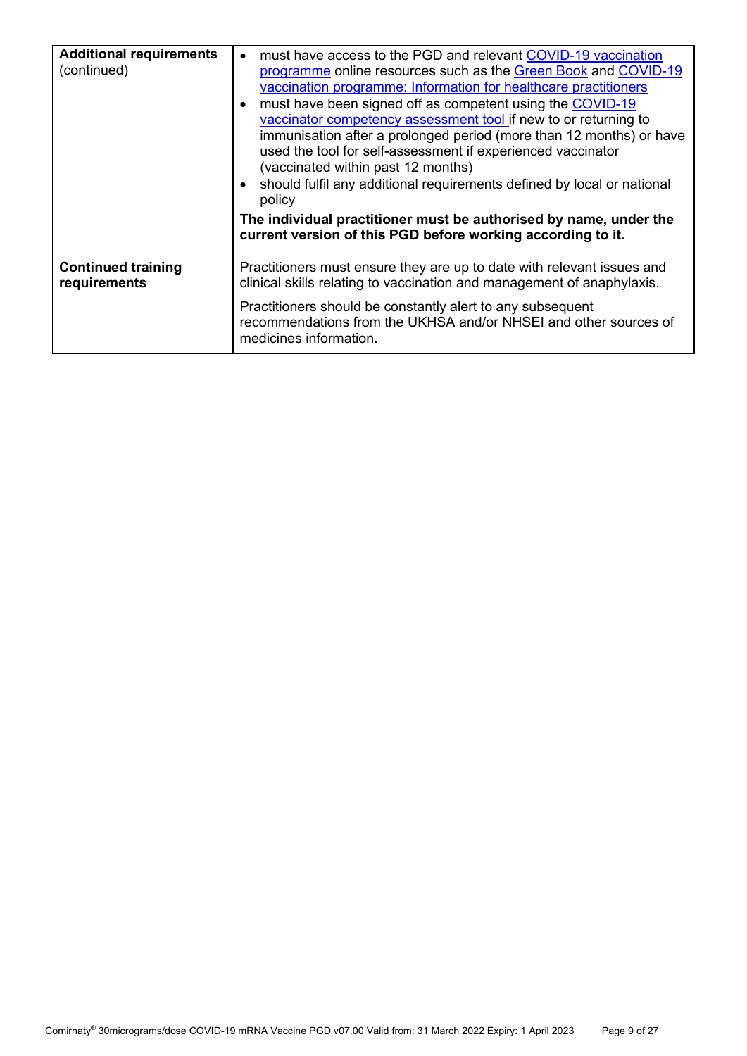| | |
|---|---|
| **Additional requirements** (continued) | • must have access to the PGD and relevant COVID-19 vaccination programme online resources such as the Green Book and COVID-19 vaccination programme: Information for healthcare practitioners<br>• must have been signed off as competent using the COVID-19 vaccinator competency assessment tool if new to or returning to immunisation after a prolonged period (more than 12 months) or have used the tool for self-assessment if experienced vaccinator (vaccinated within past 12 months)<br>• should fulfil any additional requirements defined by local or national policy<br>**The individual practitioner must be authorised by name, under the current version of this PGD before working according to it.** |
| **Continued training requirements** | Practitioners must ensure they are up to date with relevant issues and clinical skills relating to vaccination and management of anaphylaxis.<br>Practitioners should be constantly alert to any subsequent recommendations from the UKHSA and/or NHSEI and other sources of medicines information. |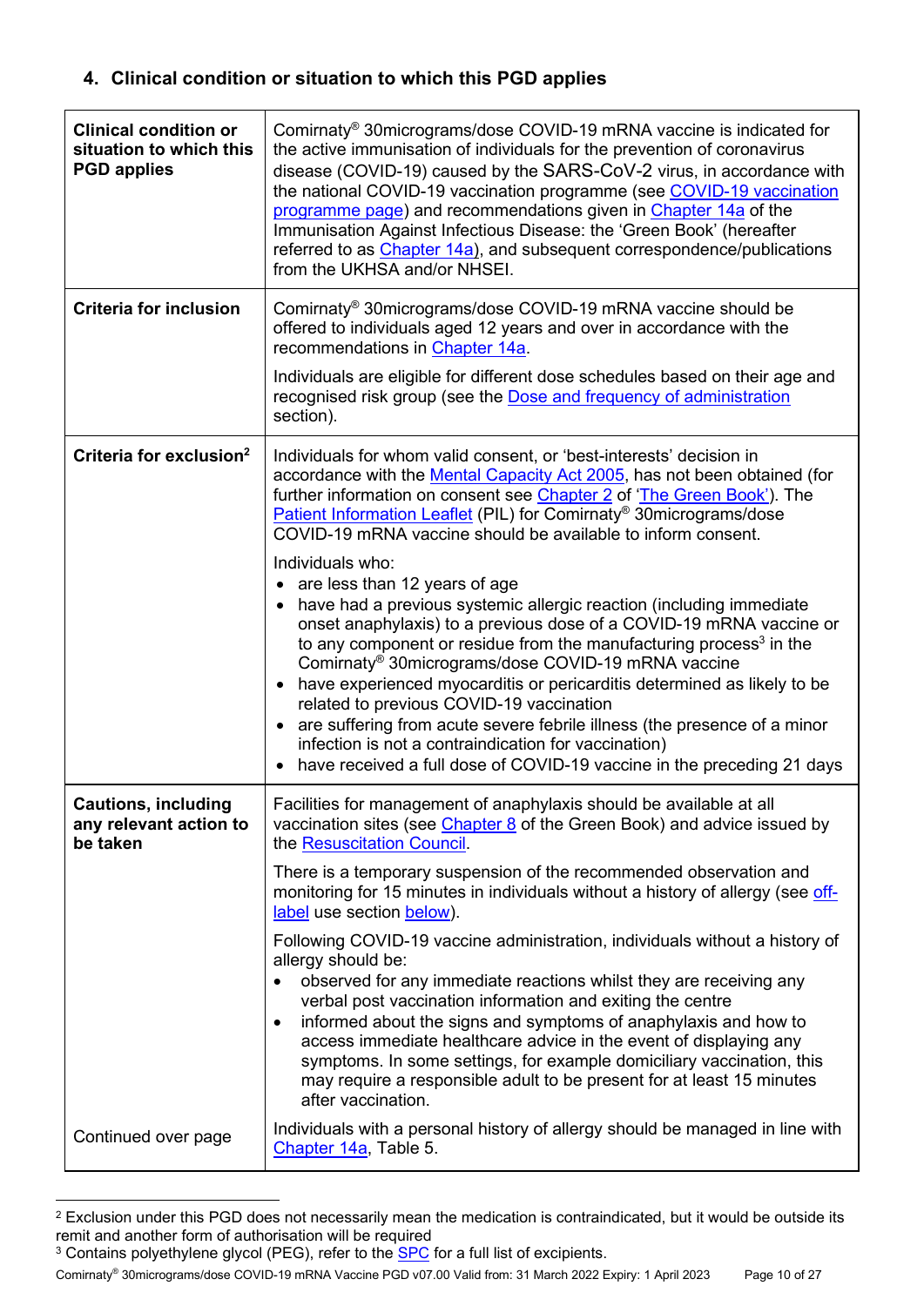## 4. Clinical condition or situation to which this PGD applies

| | |
|---|---|
| **Clinical condition or situation to which this PGD applies** | Comirnaty® 30micrograms/dose COVID-19 mRNA vaccine is indicated for the active immunisation of individuals for the prevention of coronavirus disease (COVID-19) caused by the SARS-CoV-2 virus, in accordance with the national COVID-19 vaccination programme (see COVID-19 vaccination programme page) and recommendations given in Chapter 14a of the Immunisation Against Infectious Disease: the 'Green Book' (hereafter referred to as Chapter 14a), and subsequent correspondence/publications from the UKHSA and/or NHSEI. |
| **Criteria for inclusion** | Comirnaty® 30micrograms/dose COVID-19 mRNA vaccine should be offered to individuals aged 12 years and over in accordance with the recommendations in Chapter 14a.<br><br>Individuals are eligible for different dose schedules based on their age and recognised risk group (see the Dose and frequency of administration section). |
| **Criteria for exclusion**[2] | Individuals for whom valid consent, or 'best-interests' decision in accordance with the Mental Capacity Act 2005, has not been obtained (for further information on consent see Chapter 2 of 'The Green Book'). The Patient Information Leaflet (PIL) for Comirnaty® 30micrograms/dose COVID-19 mRNA vaccine should be available to inform consent.<br><br>Individuals who:<br>• are less than 12 years of age<br>• have had a previous systemic allergic reaction (including immediate onset anaphylaxis) to a previous dose of a COVID-19 mRNA vaccine or to any component or residue from the manufacturing process[3] in the Comirnaty® 30micrograms/dose COVID-19 mRNA vaccine<br>• have experienced myocarditis or pericarditis determined as likely to be related to previous COVID-19 vaccination<br>• are suffering from acute severe febrile illness (the presence of a minor infection is not a contraindication for vaccination)<br>• have received a full dose of COVID-19 vaccine in the preceding 21 days |
| **Cautions, including any relevant action to be taken**<br><br>Continued over page | Facilities for management of anaphylaxis should be available at all vaccination sites (see Chapter 8 of the Green Book) and advice issued by the Resuscitation Council.<br><br>There is a temporary suspension of the recommended observation and monitoring for 15 minutes in individuals without a history of allergy (see off-label use section below).<br><br>Following COVID-19 vaccine administration, individuals without a history of allergy should be:<br>• observed for any immediate reactions whilst they are receiving any verbal post vaccination information and exiting the centre<br>• informed about the signs and symptoms of anaphylaxis and how to access immediate healthcare advice in the event of displaying any symptoms. In some settings, for example domiciliary vaccination, this may require a responsible adult to be present for at least 15 minutes after vaccination.<br><br>Individuals with a personal history of allergy should be managed in line with Chapter 14a, Table 5. |

[2] Exclusion under this PGD does not necessarily mean the medication is contraindicated, but it would be outside its remit and another form of authorisation will be required

[3] Contains polyethylene glycol (PEG), refer to the SPC for a full list of excipients.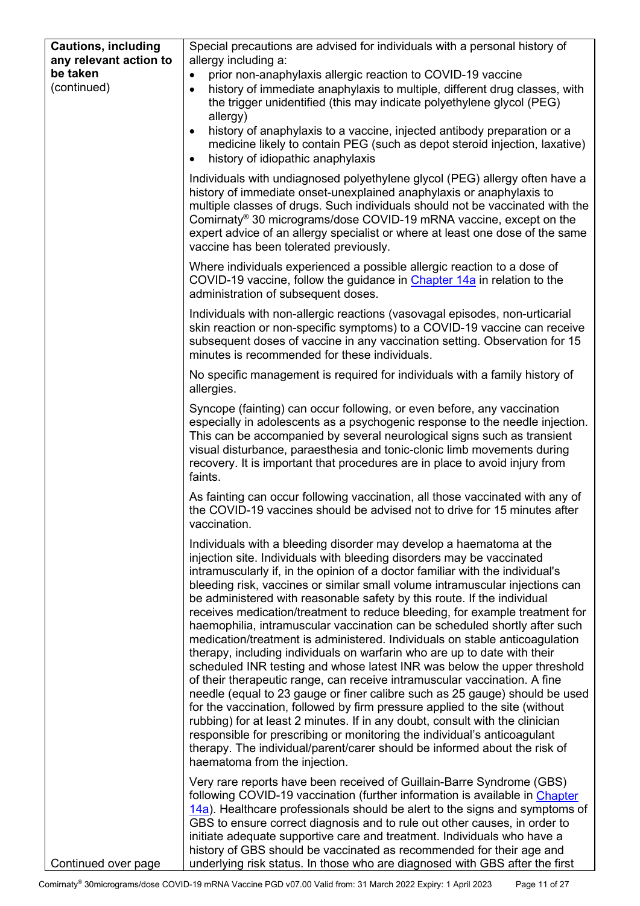| Cautions, including any relevant action to be taken (continued) | Special precautions are advised for individuals with a personal history of allergy including a:<br>• prior non-anaphylaxis allergic reaction to COVID-19 vaccine<br>• history of immediate anaphylaxis to multiple, different drug classes, with the trigger unidentified (this may indicate polyethylene glycol (PEG) allergy)<br>• history of anaphylaxis to a vaccine, injected antibody preparation or a medicine likely to contain PEG (such as depot steroid injection, laxative)<br>• history of idiopathic anaphylaxis<br><br>Individuals with undiagnosed polyethylene glycol (PEG) allergy often have a history of immediate onset-unexplained anaphylaxis or anaphylaxis to multiple classes of drugs. Such individuals should not be vaccinated with the Comirnaty® 30 micrograms/dose COVID-19 mRNA vaccine, except on the expert advice of an allergy specialist or where at least one dose of the same vaccine has been tolerated previously.<br><br>Where individuals experienced a possible allergic reaction to a dose of COVID-19 vaccine, follow the guidance in Chapter 14a in relation to the administration of subsequent doses.<br><br>Individuals with non-allergic reactions (vasovagal episodes, non-urticarial skin reaction or non-specific symptoms) to a COVID-19 vaccine can receive subsequent doses of vaccine in any vaccination setting. Observation for 15 minutes is recommended for these individuals.<br><br>No specific management is required for individuals with a family history of allergies.<br><br>Syncope (fainting) can occur following, or even before, any vaccination especially in adolescents as a psychogenic response to the needle injection. This can be accompanied by several neurological signs such as transient visual disturbance, paraesthesia and tonic-clonic limb movements during recovery. It is important that procedures are in place to avoid injury from faints.<br><br>As fainting can occur following vaccination, all those vaccinated with any of the COVID-19 vaccines should be advised not to drive for 15 minutes after vaccination.<br><br>Individuals with a bleeding disorder may develop a haematoma at the injection site. Individuals with bleeding disorders may be vaccinated intramuscularly if, in the opinion of a doctor familiar with the individual's bleeding risk, vaccines or similar small volume intramuscular injections can be administered with reasonable safety by this route. If the individual receives medication/treatment to reduce bleeding, for example treatment for haemophilia, intramuscular vaccination can be scheduled shortly after such medication/treatment is administered. Individuals on stable anticoagulation therapy, including individuals on warfarin who are up to date with their scheduled INR testing and whose latest INR was below the upper threshold of their therapeutic range, can receive intramuscular vaccination. A fine needle (equal to 23 gauge or finer calibre such as 25 gauge) should be used for the vaccination, followed by firm pressure applied to the site (without rubbing) for at least 2 minutes. If in any doubt, consult with the clinician responsible for prescribing or monitoring the individual's anticoagulant therapy. The individual/parent/carer should be informed about the risk of haematoma from the injection.<br><br>Very rare reports have been received of Guillain-Barre Syndrome (GBS) following COVID-19 vaccination (further information is available in Chapter 14a). Healthcare professionals should be alert to the signs and symptoms of GBS to ensure correct diagnosis and to rule out other causes, in order to initiate adequate supportive care and treatment. Individuals who have a history of GBS should be vaccinated as recommended for their age and underlying risk status. In those who are diagnosed with GBS after the first |
|---|---|
| Continued over page | |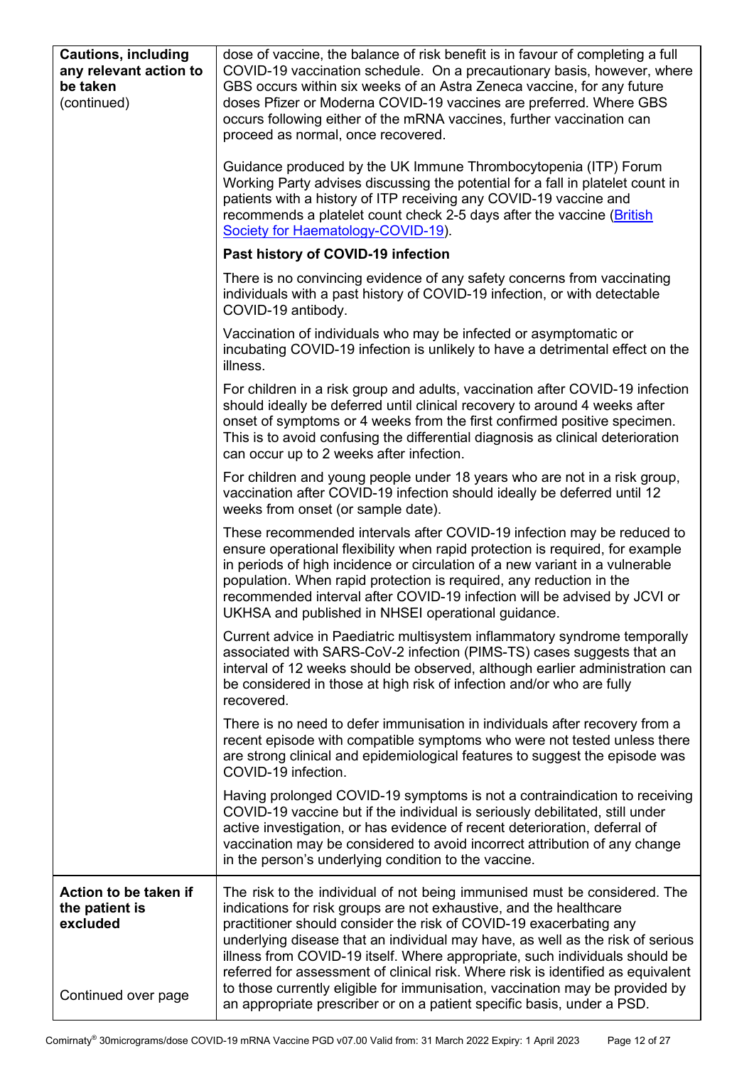| | |
|---|---|
| **Cautions, including any relevant action to be taken** (continued) | dose of vaccine, the balance of risk benefit is in favour of completing a full COVID-19 vaccination schedule. On a precautionary basis, however, where GBS occurs within six weeks of an Astra Zeneca vaccine, for any future doses Pfizer or Moderna COVID-19 vaccines are preferred. Where GBS occurs following either of the mRNA vaccines, further vaccination can proceed as normal, once recovered.<br><br>Guidance produced by the UK Immune Thrombocytopenia (ITP) Forum Working Party advises discussing the potential for a fall in platelet count in patients with a history of ITP receiving any COVID-19 vaccine and recommends a platelet count check 2-5 days after the vaccine ([British Society for Haematology-COVID-19](#)).<br><br>**Past history of COVID-19 infection**<br><br>There is no convincing evidence of any safety concerns from vaccinating individuals with a past history of COVID-19 infection, or with detectable COVID-19 antibody.<br><br>Vaccination of individuals who may be infected or asymptomatic or incubating COVID-19 infection is unlikely to have a detrimental effect on the illness.<br><br>For children in a risk group and adults, vaccination after COVID-19 infection should ideally be deferred until clinical recovery to around 4 weeks after onset of symptoms or 4 weeks from the first confirmed positive specimen. This is to avoid confusing the differential diagnosis as clinical deterioration can occur up to 2 weeks after infection.<br><br>For children and young people under 18 years who are not in a risk group, vaccination after COVID-19 infection should ideally be deferred until 12 weeks from onset (or sample date).<br><br>These recommended intervals after COVID-19 infection may be reduced to ensure operational flexibility when rapid protection is required, for example in periods of high incidence or circulation of a new variant in a vulnerable population. When rapid protection is required, any reduction in the recommended interval after COVID-19 infection will be advised by JCVI or UKHSA and published in NHSEI operational guidance.<br><br>Current advice in Paediatric multisystem inflammatory syndrome temporally associated with SARS-CoV-2 infection (PIMS-TS) cases suggests that an interval of 12 weeks should be observed, although earlier administration can be considered in those at high risk of infection and/or who are fully recovered.<br><br>There is no need to defer immunisation in individuals after recovery from a recent episode with compatible symptoms who were not tested unless there are strong clinical and epidemiological features to suggest the episode was COVID-19 infection.<br><br>Having prolonged COVID-19 symptoms is not a contraindication to receiving COVID-19 vaccine but if the individual is seriously debilitated, still under active investigation, or has evidence of recent deterioration, deferral of vaccination may be considered to avoid incorrect attribution of any change in the person's underlying condition to the vaccine. |
| **Action to be taken if the patient is excluded**<br><br>Continued over page | The risk to the individual of not being immunised must be considered. The indications for risk groups are not exhaustive, and the healthcare practitioner should consider the risk of COVID-19 exacerbating any underlying disease that an individual may have, as well as the risk of serious illness from COVID-19 itself. Where appropriate, such individuals should be referred for assessment of clinical risk. Where risk is identified as equivalent to those currently eligible for immunisation, vaccination may be provided by an appropriate prescriber or on a patient specific basis, under a PSD. |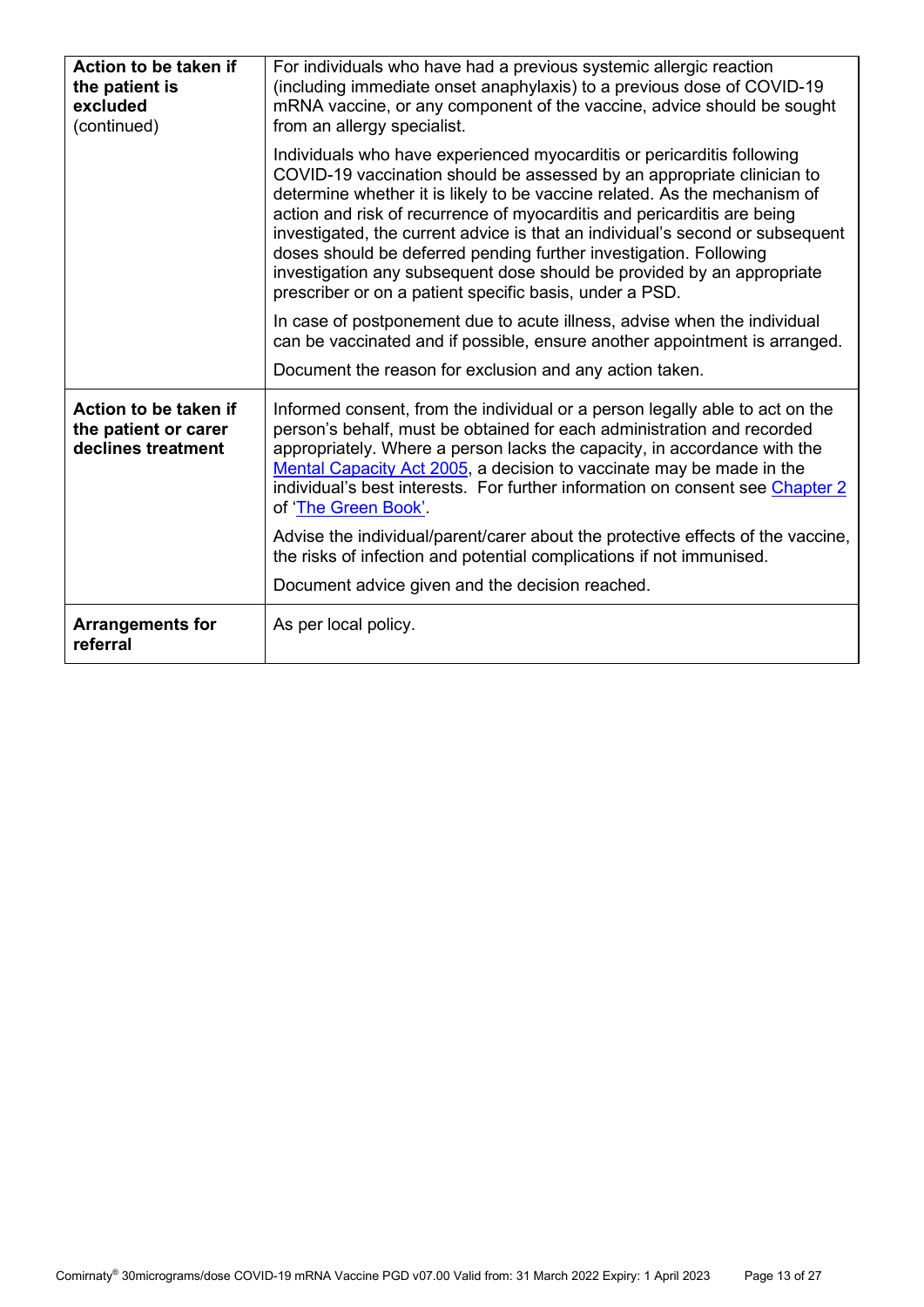| | |
|---|---|
| **Action to be taken if the patient is excluded** (continued) | For individuals who have had a previous systemic allergic reaction (including immediate onset anaphylaxis) to a previous dose of COVID-19 mRNA vaccine, or any component of the vaccine, advice should be sought from an allergy specialist.<br><br>Individuals who have experienced myocarditis or pericarditis following COVID-19 vaccination should be assessed by an appropriate clinician to determine whether it is likely to be vaccine related. As the mechanism of action and risk of recurrence of myocarditis and pericarditis are being investigated, the current advice is that an individual's second or subsequent doses should be deferred pending further investigation. Following investigation any subsequent dose should be provided by an appropriate prescriber or on a patient specific basis, under a PSD.<br><br>In case of postponement due to acute illness, advise when the individual can be vaccinated and if possible, ensure another appointment is arranged.<br><br>Document the reason for exclusion and any action taken. |
| **Action to be taken if the patient or carer declines treatment** | Informed consent, from the individual or a person legally able to act on the person's behalf, must be obtained for each administration and recorded appropriately. Where a person lacks the capacity, in accordance with the Mental Capacity Act 2005, a decision to vaccinate may be made in the individual's best interests. For further information on consent see Chapter 2 of 'The Green Book'.<br><br>Advise the individual/parent/carer about the protective effects of the vaccine, the risks of infection and potential complications if not immunised.<br><br>Document advice given and the decision reached. |
| **Arrangements for referral** | As per local policy. |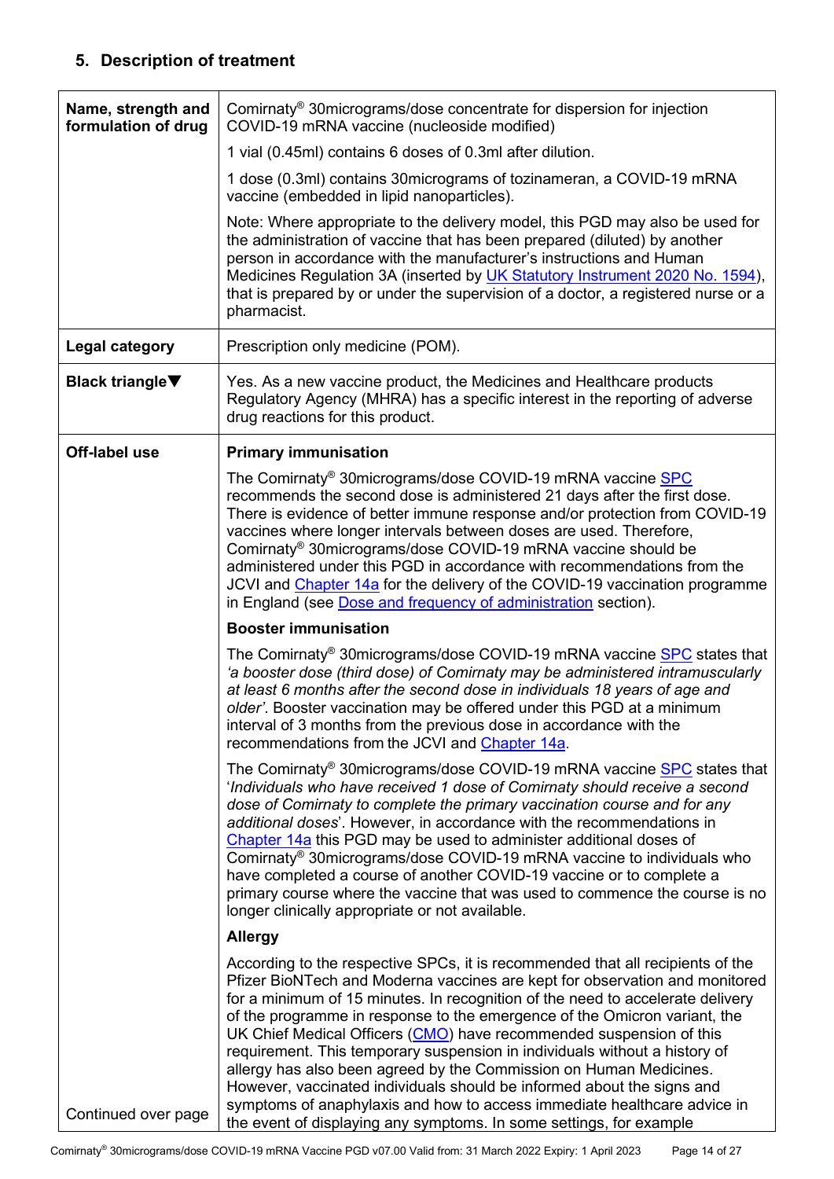## 5. Description of treatment

| | |
|---|---|
| **Name, strength and formulation of drug** | Comirnaty® 30micrograms/dose concentrate for dispersion for injection COVID-19 mRNA vaccine (nucleoside modified)<br><br>1 vial (0.45ml) contains 6 doses of 0.3ml after dilution.<br><br>1 dose (0.3ml) contains 30micrograms of tozinameran, a COVID-19 mRNA vaccine (embedded in lipid nanoparticles).<br><br>Note: Where appropriate to the delivery model, this PGD may also be used for the administration of vaccine that has been prepared (diluted) by another person in accordance with the manufacturer's instructions and Human Medicines Regulation 3A (inserted by UK Statutory Instrument 2020 No. 1594), that is prepared by or under the supervision of a doctor, a registered nurse or a pharmacist. |
| **Legal category** | Prescription only medicine (POM). |
| **Black triangle▼** | Yes. As a new vaccine product, the Medicines and Healthcare products Regulatory Agency (MHRA) has a specific interest in the reporting of adverse drug reactions for this product. |
| **Off-label use**<br><br><br><br><br><br><br><br><br><br>Continued over page | **Primary immunisation**<br><br>The Comirnaty® 30micrograms/dose COVID-19 mRNA vaccine SPC recommends the second dose is administered 21 days after the first dose. There is evidence of better immune response and/or protection from COVID-19 vaccines where longer intervals between doses are used. Therefore, Comirnaty® 30micrograms/dose COVID-19 mRNA vaccine should be administered under this PGD in accordance with recommendations from the JCVI and Chapter 14a for the delivery of the COVID-19 vaccination programme in England (see Dose and frequency of administration section).<br><br>**Booster immunisation**<br><br>The Comirnaty® 30micrograms/dose COVID-19 mRNA vaccine SPC states that *'a booster dose (third dose) of Comirnaty may be administered intramuscularly at least 6 months after the second dose in individuals 18 years of age and older'*. Booster vaccination may be offered under this PGD at a minimum interval of 3 months from the previous dose in accordance with the recommendations from the JCVI and Chapter 14a.<br><br>The Comirnaty® 30micrograms/dose COVID-19 mRNA vaccine SPC states that '*Individuals who have received 1 dose of Comirnaty should receive a second dose of Comirnaty to complete the primary vaccination course and for any additional doses*'. However, in accordance with the recommendations in Chapter 14a this PGD may be used to administer additional doses of Comirnaty® 30micrograms/dose COVID-19 mRNA vaccine to individuals who have completed a course of another COVID-19 vaccine or to complete a primary course where the vaccine that was used to commence the course is no longer clinically appropriate or not available.<br><br>**Allergy**<br><br>According to the respective SPCs, it is recommended that all recipients of the Pfizer BioNTech and Moderna vaccines are kept for observation and monitored for a minimum of 15 minutes. In recognition of the need to accelerate delivery of the programme in response to the emergence of the Omicron variant, the UK Chief Medical Officers (CMO) have recommended suspension of this requirement. This temporary suspension in individuals without a history of allergy has also been agreed by the Commission on Human Medicines. However, vaccinated individuals should be informed about the signs and symptoms of anaphylaxis and how to access immediate healthcare advice in the event of displaying any symptoms. In some settings, for example |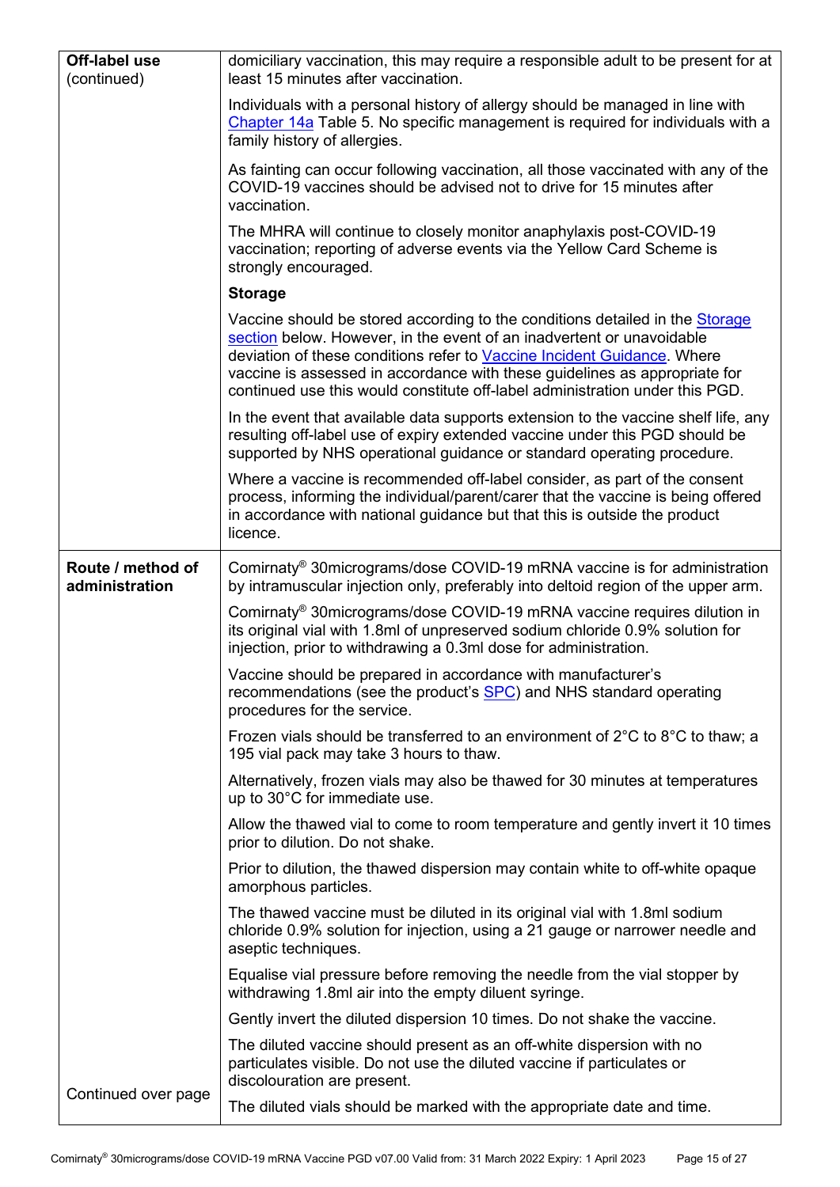| | |
|---|---|
| **Off-label use** (continued) | domiciliary vaccination, this may require a responsible adult to be present for at least 15 minutes after vaccination.<br><br>Individuals with a personal history of allergy should be managed in line with Chapter 14a Table 5. No specific management is required for individuals with a family history of allergies.<br><br>As fainting can occur following vaccination, all those vaccinated with any of the COVID-19 vaccines should be advised not to drive for 15 minutes after vaccination.<br><br>The MHRA will continue to closely monitor anaphylaxis post-COVID-19 vaccination; reporting of adverse events via the Yellow Card Scheme is strongly encouraged.<br><br>**Storage**<br><br>Vaccine should be stored according to the conditions detailed in the Storage section below. However, in the event of an inadvertent or unavoidable deviation of these conditions refer to Vaccine Incident Guidance. Where vaccine is assessed in accordance with these guidelines as appropriate for continued use this would constitute off-label administration under this PGD.<br><br>In the event that available data supports extension to the vaccine shelf life, any resulting off-label use of expiry extended vaccine under this PGD should be supported by NHS operational guidance or standard operating procedure.<br><br>Where a vaccine is recommended off-label consider, as part of the consent process, informing the individual/parent/carer that the vaccine is being offered in accordance with national guidance but that this is outside the product licence. |
| **Route / method of administration**<br><br>Continued over page | Comirnaty® 30micrograms/dose COVID-19 mRNA vaccine is for administration by intramuscular injection only, preferably into deltoid region of the upper arm.<br><br>Comirnaty® 30micrograms/dose COVID-19 mRNA vaccine requires dilution in its original vial with 1.8ml of unpreserved sodium chloride 0.9% solution for injection, prior to withdrawing a 0.3ml dose for administration.<br><br>Vaccine should be prepared in accordance with manufacturer's recommendations (see the product's SPC) and NHS standard operating procedures for the service.<br><br>Frozen vials should be transferred to an environment of 2°C to 8°C to thaw; a 195 vial pack may take 3 hours to thaw.<br><br>Alternatively, frozen vials may also be thawed for 30 minutes at temperatures up to 30°C for immediate use.<br><br>Allow the thawed vial to come to room temperature and gently invert it 10 times prior to dilution. Do not shake.<br><br>Prior to dilution, the thawed dispersion may contain white to off-white opaque amorphous particles.<br><br>The thawed vaccine must be diluted in its original vial with 1.8ml sodium chloride 0.9% solution for injection, using a 21 gauge or narrower needle and aseptic techniques.<br><br>Equalise vial pressure before removing the needle from the vial stopper by withdrawing 1.8ml air into the empty diluent syringe.<br><br>Gently invert the diluted dispersion 10 times. Do not shake the vaccine.<br><br>The diluted vaccine should present as an off-white dispersion with no particulates visible. Do not use the diluted vaccine if particulates or discolouration are present.<br><br>The diluted vials should be marked with the appropriate date and time. |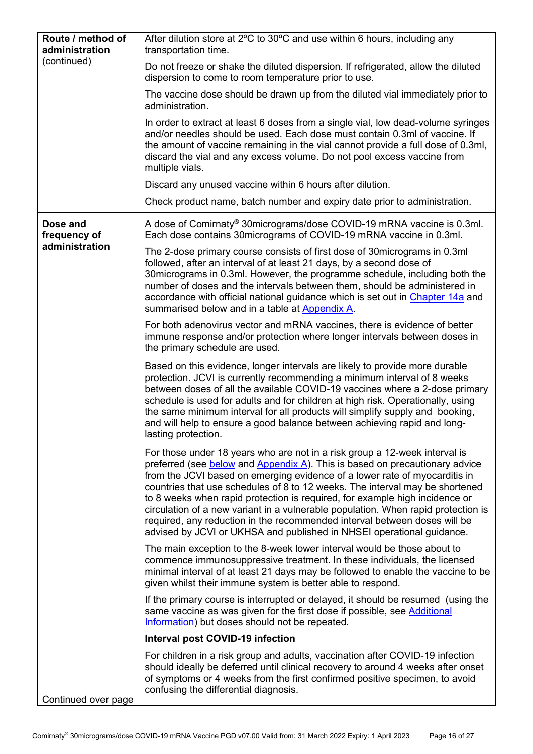| | |
|---|---|
| **Route / method of administration** (continued) | After dilution store at 2ºC to 30ºC and use within 6 hours, including any transportation time.<br><br>Do not freeze or shake the diluted dispersion. If refrigerated, allow the diluted dispersion to come to room temperature prior to use.<br><br>The vaccine dose should be drawn up from the diluted vial immediately prior to administration.<br><br>In order to extract at least 6 doses from a single vial, low dead-volume syringes and/or needles should be used. Each dose must contain 0.3ml of vaccine. If the amount of vaccine remaining in the vial cannot provide a full dose of 0.3ml, discard the vial and any excess volume. Do not pool excess vaccine from multiple vials.<br><br>Discard any unused vaccine within 6 hours after dilution.<br><br>Check product name, batch number and expiry date prior to administration. |
| **Dose and frequency of administration**<br><br>Continued over page | A dose of Comirnaty® 30micrograms/dose COVID-19 mRNA vaccine is 0.3ml. Each dose contains 30micrograms of COVID-19 mRNA vaccine in 0.3ml.<br><br>The 2-dose primary course consists of first dose of 30micrograms in 0.3ml followed, after an interval of at least 21 days, by a second dose of 30micrograms in 0.3ml. However, the programme schedule, including both the number of doses and the intervals between them, should be administered in accordance with official national guidance which is set out in [Chapter 14a]() and summarised below and in a table at [Appendix A]().<br><br>For both adenovirus vector and mRNA vaccines, there is evidence of better immune response and/or protection where longer intervals between doses in the primary schedule are used.<br><br>Based on this evidence, longer intervals are likely to provide more durable protection. JCVI is currently recommending a minimum interval of 8 weeks between doses of all the available COVID-19 vaccines where a 2-dose primary schedule is used for adults and for children at high risk. Operationally, using the same minimum interval for all products will simplify supply and booking, and will help to ensure a good balance between achieving rapid and long-lasting protection.<br><br>For those under 18 years who are not in a risk group a 12-week interval is preferred (see [below]() and [Appendix A]()). This is based on precautionary advice from the JCVI based on emerging evidence of a lower rate of myocarditis in countries that use schedules of 8 to 12 weeks. The interval may be shortened to 8 weeks when rapid protection is required, for example high incidence or circulation of a new variant in a vulnerable population. When rapid protection is required, any reduction in the recommended interval between doses will be advised by JCVI or UKHSA and published in NHSEI operational guidance.<br><br>The main exception to the 8-week lower interval would be those about to commence immunosuppressive treatment. In these individuals, the licensed minimal interval of at least 21 days may be followed to enable the vaccine to be given whilst their immune system is better able to respond.<br><br>If the primary course is interrupted or delayed, it should be resumed (using the same vaccine as was given for the first dose if possible, see [Additional Information]()) but doses should not be repeated.<br><br>**Interval post COVID-19 infection**<br><br>For children in a risk group and adults, vaccination after COVID-19 infection should ideally be deferred until clinical recovery to around 4 weeks after onset of symptoms or 4 weeks from the first confirmed positive specimen, to avoid confusing the differential diagnosis. |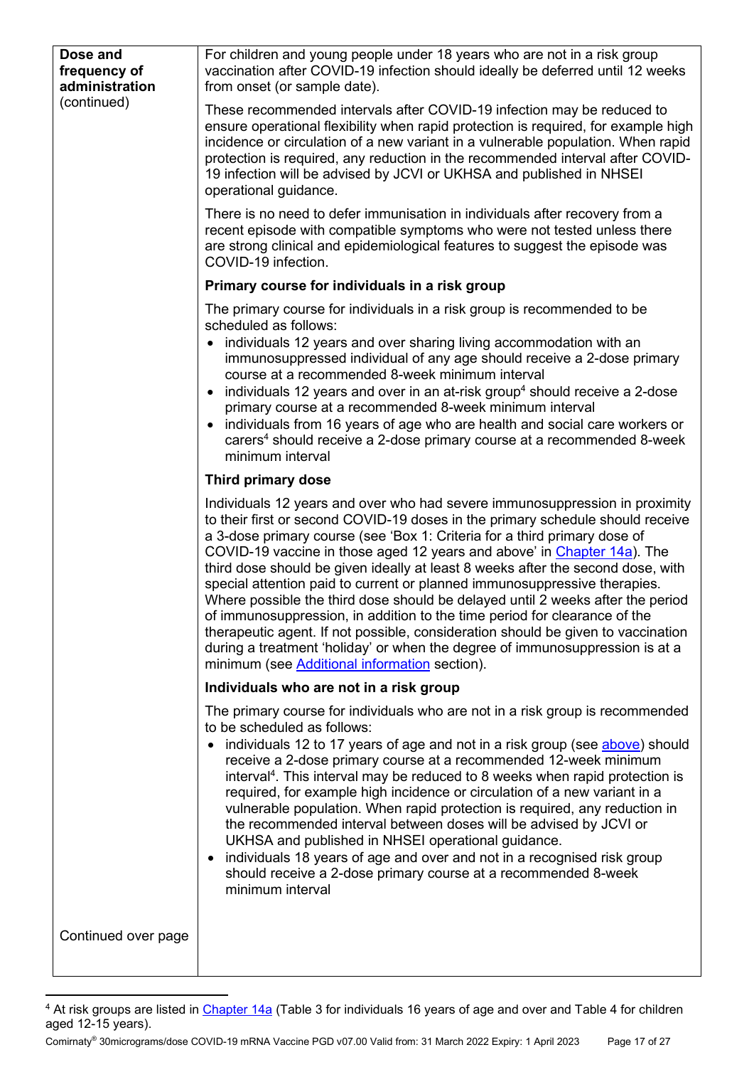| | |
|---|---|
| **Dose and frequency of administration** (continued) | For children and young people under 18 years who are not in a risk group vaccination after COVID-19 infection should ideally be deferred until 12 weeks from onset (or sample date).<br><br>These recommended intervals after COVID-19 infection may be reduced to ensure operational flexibility when rapid protection is required, for example high incidence or circulation of a new variant in a vulnerable population. When rapid protection is required, any reduction in the recommended interval after COVID-19 infection will be advised by JCVI or UKHSA and published in NHSEI operational guidance.<br><br>There is no need to defer immunisation in individuals after recovery from a recent episode with compatible symptoms who were not tested unless there are strong clinical and epidemiological features to suggest the episode was COVID-19 infection.<br><br>**Primary course for individuals in a risk group**<br><br>The primary course for individuals in a risk group is recommended to be scheduled as follows:<br>• individuals 12 years and over sharing living accommodation with an immunosuppressed individual of any age should receive a 2-dose primary course at a recommended 8-week minimum interval<br>• individuals 12 years and over in an at-risk group[4] should receive a 2-dose primary course at a recommended 8-week minimum interval<br>• individuals from 16 years of age who are health and social care workers or carers[4] should receive a 2-dose primary course at a recommended 8-week minimum interval<br><br>**Third primary dose**<br><br>Individuals 12 years and over who had severe immunosuppression in proximity to their first or second COVID-19 doses in the primary schedule should receive a 3-dose primary course (see 'Box 1: Criteria for a third primary dose of COVID-19 vaccine in those aged 12 years and above' in Chapter 14a). The third dose should be given ideally at least 8 weeks after the second dose, with special attention paid to current or planned immunosuppressive therapies. Where possible the third dose should be delayed until 2 weeks after the period of immunosuppression, in addition to the time period for clearance of the therapeutic agent. If not possible, consideration should be given to vaccination during a treatment 'holiday' or when the degree of immunosuppression is at a minimum (see Additional information section).<br><br>**Individuals who are not in a risk group**<br><br>The primary course for individuals who are not in a risk group is recommended to be scheduled as follows:<br>• individuals 12 to 17 years of age and not in a risk group (see above) should receive a 2-dose primary course at a recommended 12-week minimum interval[4]. This interval may be reduced to 8 weeks when rapid protection is required, for example high incidence or circulation of a new variant in a vulnerable population. When rapid protection is required, any reduction in the recommended interval between doses will be advised by JCVI or UKHSA and published in NHSEI operational guidance.<br>• individuals 18 years of age and over and not in a recognised risk group should receive a 2-dose primary course at a recommended 8-week minimum interval |
| Continued over page | |

[4] At risk groups are listed in Chapter 14a (Table 3 for individuals 16 years of age and over and Table 4 for children aged 12-15 years).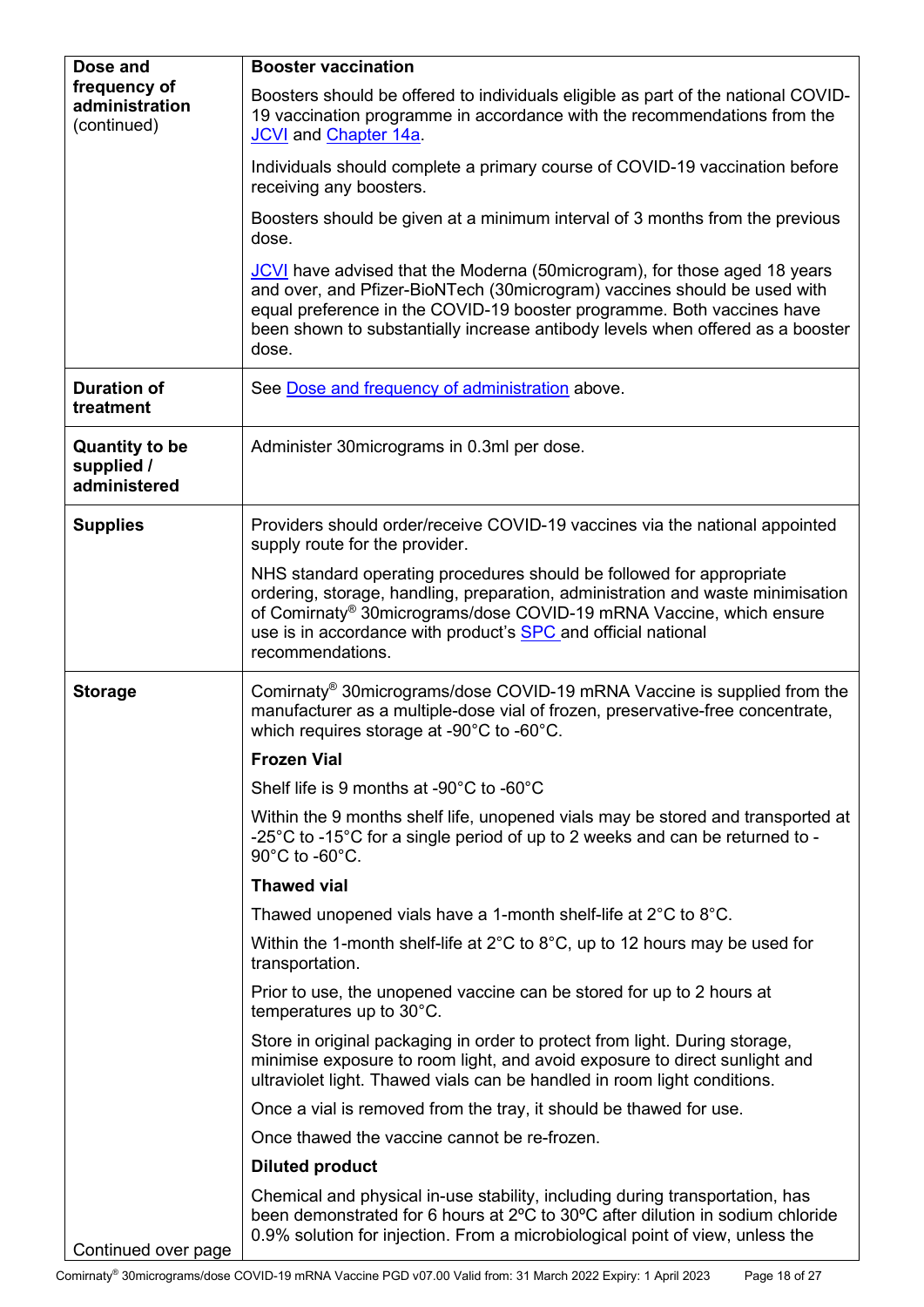| Dose and frequency of administration (continued) | **Booster vaccination**<br><br>Boosters should be offered to individuals eligible as part of the national COVID-19 vaccination programme in accordance with the recommendations from the JCVI and Chapter 14a.<br><br>Individuals should complete a primary course of COVID-19 vaccination before receiving any boosters.<br><br>Boosters should be given at a minimum interval of 3 months from the previous dose.<br><br>JCVI have advised that the Moderna (50microgram), for those aged 18 years and over, and Pfizer-BioNTech (30microgram) vaccines should be used with equal preference in the COVID-19 booster programme. Both vaccines have been shown to substantially increase antibody levels when offered as a booster dose. |
|---|---|
| **Duration of treatment** | See Dose and frequency of administration above. |
| **Quantity to be supplied / administered** | Administer 30micrograms in 0.3ml per dose. |
| **Supplies** | Providers should order/receive COVID-19 vaccines via the national appointed supply route for the provider.<br><br>NHS standard operating procedures should be followed for appropriate ordering, storage, handling, preparation, administration and waste minimisation of Comirnaty® 30micrograms/dose COVID-19 mRNA Vaccine, which ensure use is in accordance with product's SPC and official national recommendations. |
| **Storage**<br><br>Continued over page | Comirnaty® 30micrograms/dose COVID-19 mRNA Vaccine is supplied from the manufacturer as a multiple-dose vial of frozen, preservative-free concentrate, which requires storage at -90°C to -60°C.<br><br>**Frozen Vial**<br><br>Shelf life is 9 months at -90°C to -60°C<br><br>Within the 9 months shelf life, unopened vials may be stored and transported at -25°C to -15°C for a single period of up to 2 weeks and can be returned to -90°C to -60°C.<br><br>**Thawed vial**<br><br>Thawed unopened vials have a 1-month shelf-life at 2°C to 8°C.<br><br>Within the 1-month shelf-life at 2°C to 8°C, up to 12 hours may be used for transportation.<br><br>Prior to use, the unopened vaccine can be stored for up to 2 hours at temperatures up to 30°C.<br><br>Store in original packaging in order to protect from light. During storage, minimise exposure to room light, and avoid exposure to direct sunlight and ultraviolet light. Thawed vials can be handled in room light conditions.<br><br>Once a vial is removed from the tray, it should be thawed for use.<br><br>Once thawed the vaccine cannot be re-frozen.<br><br>**Diluted product**<br><br>Chemical and physical in-use stability, including during transportation, has been demonstrated for 6 hours at 2ºC to 30ºC after dilution in sodium chloride 0.9% solution for injection. From a microbiological point of view, unless the |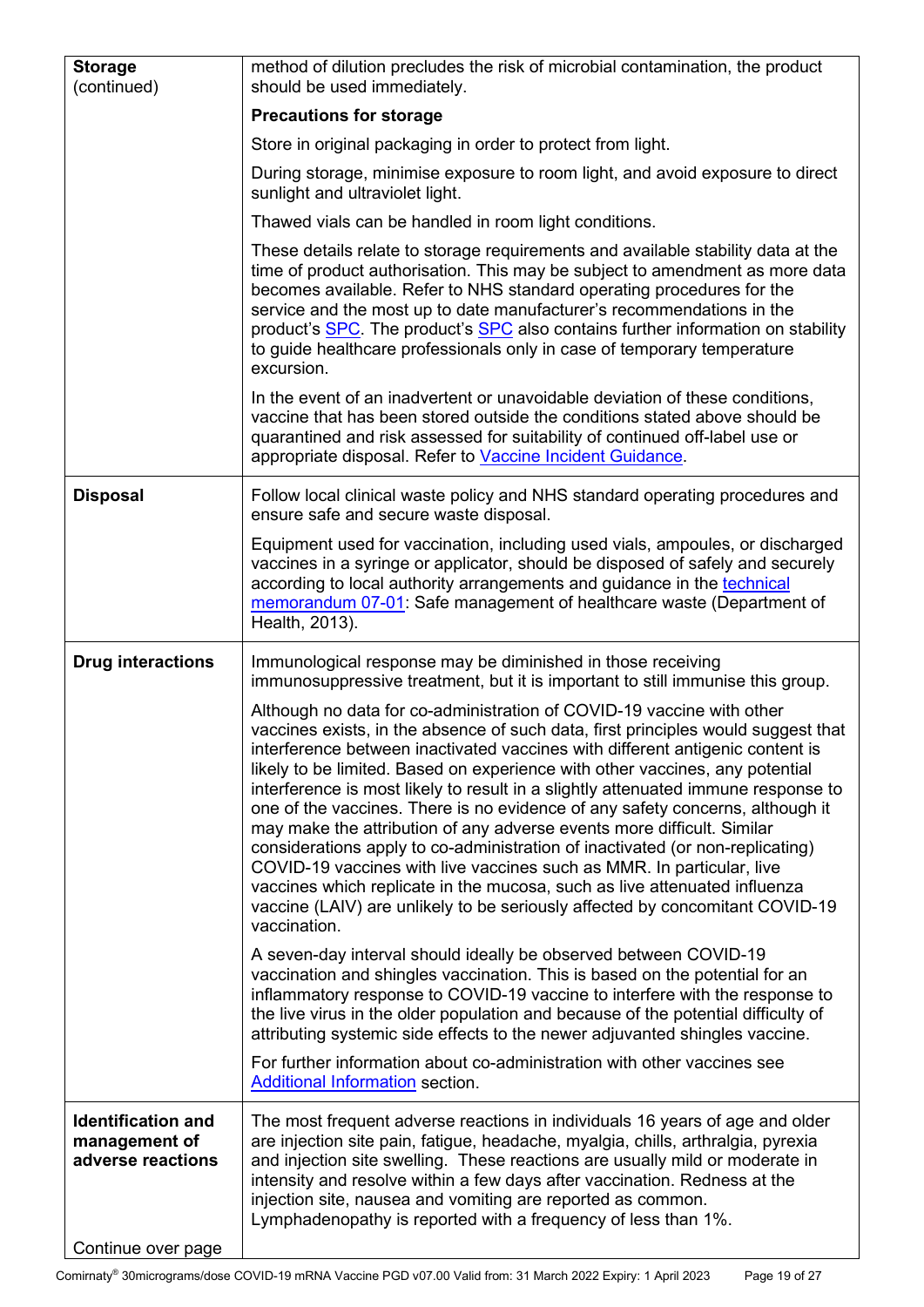| | |
|---|---|
| **Storage** (continued) | method of dilution precludes the risk of microbial contamination, the product should be used immediately.<br><br>**Precautions for storage**<br><br>Store in original packaging in order to protect from light.<br><br>During storage, minimise exposure to room light, and avoid exposure to direct sunlight and ultraviolet light.<br><br>Thawed vials can be handled in room light conditions.<br><br>These details relate to storage requirements and available stability data at the time of product authorisation. This may be subject to amendment as more data becomes available. Refer to NHS standard operating procedures for the service and the most up to date manufacturer's recommendations in the product's SPC. The product's SPC also contains further information on stability to guide healthcare professionals only in case of temporary temperature excursion.<br><br>In the event of an inadvertent or unavoidable deviation of these conditions, vaccine that has been stored outside the conditions stated above should be quarantined and risk assessed for suitability of continued off-label use or appropriate disposal. Refer to Vaccine Incident Guidance. |
| **Disposal** | Follow local clinical waste policy and NHS standard operating procedures and ensure safe and secure waste disposal.<br><br>Equipment used for vaccination, including used vials, ampoules, or discharged vaccines in a syringe or applicator, should be disposed of safely and securely according to local authority arrangements and guidance in the technical memorandum 07-01: Safe management of healthcare waste (Department of Health, 2013). |
| **Drug interactions** | Immunological response may be diminished in those receiving immunosuppressive treatment, but it is important to still immunise this group.<br><br>Although no data for co-administration of COVID-19 vaccine with other vaccines exists, in the absence of such data, first principles would suggest that interference between inactivated vaccines with different antigenic content is likely to be limited. Based on experience with other vaccines, any potential interference is most likely to result in a slightly attenuated immune response to one of the vaccines. There is no evidence of any safety concerns, although it may make the attribution of any adverse events more difficult. Similar considerations apply to co-administration of inactivated (or non-replicating) COVID-19 vaccines with live vaccines such as MMR. In particular, live vaccines which replicate in the mucosa, such as live attenuated influenza vaccine (LAIV) are unlikely to be seriously affected by concomitant COVID-19 vaccination.<br><br>A seven-day interval should ideally be observed between COVID-19 vaccination and shingles vaccination. This is based on the potential for an inflammatory response to COVID-19 vaccine to interfere with the response to the live virus in the older population and because of the potential difficulty of attributing systemic side effects to the newer adjuvanted shingles vaccine.<br><br>For further information about co-administration with other vaccines see Additional Information section. |
| **Identification and management of adverse reactions**<br><br>Continue over page | The most frequent adverse reactions in individuals 16 years of age and older are injection site pain, fatigue, headache, myalgia, chills, arthralgia, pyrexia and injection site swelling. These reactions are usually mild or moderate in intensity and resolve within a few days after vaccination. Redness at the injection site, nausea and vomiting are reported as common. Lymphadenopathy is reported with a frequency of less than 1%. |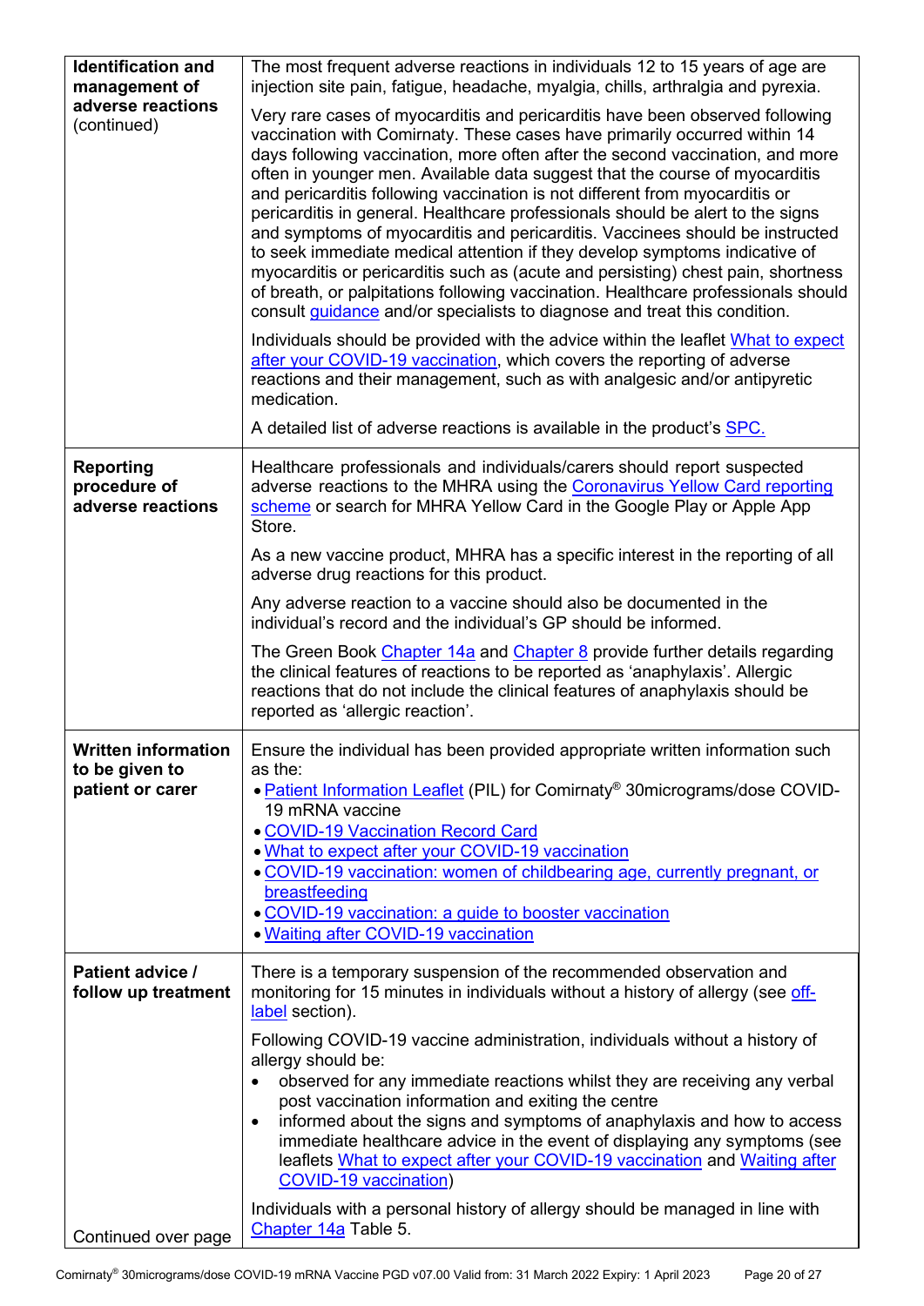| | |
|---|---|
| **Identification and management of adverse reactions** (continued) | The most frequent adverse reactions in individuals 12 to 15 years of age are injection site pain, fatigue, headache, myalgia, chills, arthralgia and pyrexia.<br><br>Very rare cases of myocarditis and pericarditis have been observed following vaccination with Comirnaty. These cases have primarily occurred within 14 days following vaccination, more often after the second vaccination, and more often in younger men. Available data suggest that the course of myocarditis and pericarditis following vaccination is not different from myocarditis or pericarditis in general. Healthcare professionals should be alert to the signs and symptoms of myocarditis and pericarditis. Vaccinees should be instructed to seek immediate medical attention if they develop symptoms indicative of myocarditis or pericarditis such as (acute and persisting) chest pain, shortness of breath, or palpitations following vaccination. Healthcare professionals should consult guidance and/or specialists to diagnose and treat this condition.<br><br>Individuals should be provided with the advice within the leaflet What to expect after your COVID-19 vaccination, which covers the reporting of adverse reactions and their management, such as with analgesic and/or antipyretic medication.<br><br>A detailed list of adverse reactions is available in the product's SPC. |
| **Reporting procedure of adverse reactions** | Healthcare professionals and individuals/carers should report suspected adverse reactions to the MHRA using the Coronavirus Yellow Card reporting scheme or search for MHRA Yellow Card in the Google Play or Apple App Store.<br><br>As a new vaccine product, MHRA has a specific interest in the reporting of all adverse drug reactions for this product.<br><br>Any adverse reaction to a vaccine should also be documented in the individual's record and the individual's GP should be informed.<br><br>The Green Book Chapter 14a and Chapter 8 provide further details regarding the clinical features of reactions to be reported as 'anaphylaxis'. Allergic reactions that do not include the clinical features of anaphylaxis should be reported as 'allergic reaction'. |
| **Written information to be given to patient or carer** | Ensure the individual has been provided appropriate written information such as the:<br>• Patient Information Leaflet (PIL) for Comirnaty® 30micrograms/dose COVID-19 mRNA vaccine<br>• COVID-19 Vaccination Record Card<br>• What to expect after your COVID-19 vaccination<br>• COVID-19 vaccination: women of childbearing age, currently pregnant, or breastfeeding<br>• COVID-19 vaccination: a guide to booster vaccination<br>• Waiting after COVID-19 vaccination |
| **Patient advice / follow up treatment**<br><br>Continued over page | There is a temporary suspension of the recommended observation and monitoring for 15 minutes in individuals without a history of allergy (see off-label section).<br><br>Following COVID-19 vaccine administration, individuals without a history of allergy should be:<br>• observed for any immediate reactions whilst they are receiving any verbal post vaccination information and exiting the centre<br>• informed about the signs and symptoms of anaphylaxis and how to access immediate healthcare advice in the event of displaying any symptoms (see leaflets What to expect after your COVID-19 vaccination and Waiting after COVID-19 vaccination)<br><br>Individuals with a personal history of allergy should be managed in line with Chapter 14a Table 5. |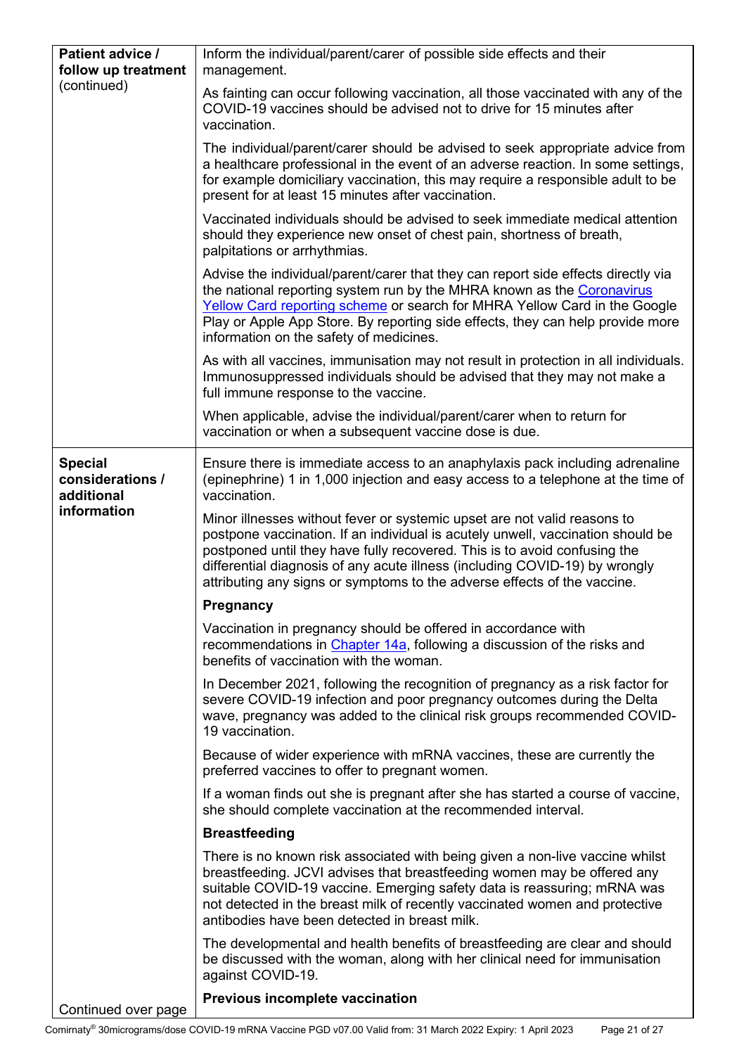| | |
|---|---|
| **Patient advice / follow up treatment** (continued) | Inform the individual/parent/carer of possible side effects and their management.<br><br>As fainting can occur following vaccination, all those vaccinated with any of the COVID-19 vaccines should be advised not to drive for 15 minutes after vaccination.<br><br>The individual/parent/carer should be advised to seek appropriate advice from a healthcare professional in the event of an adverse reaction. In some settings, for example domiciliary vaccination, this may require a responsible adult to be present for at least 15 minutes after vaccination.<br><br>Vaccinated individuals should be advised to seek immediate medical attention should they experience new onset of chest pain, shortness of breath, palpitations or arrhythmias.<br><br>Advise the individual/parent/carer that they can report side effects directly via the national reporting system run by the MHRA known as the Coronavirus Yellow Card reporting scheme or search for MHRA Yellow Card in the Google Play or Apple App Store. By reporting side effects, they can help provide more information on the safety of medicines.<br><br>As with all vaccines, immunisation may not result in protection in all individuals. Immunosuppressed individuals should be advised that they may not make a full immune response to the vaccine.<br><br>When applicable, advise the individual/parent/carer when to return for vaccination or when a subsequent vaccine dose is due. |
| **Special considerations / additional information**<br><br>Continued over page | Ensure there is immediate access to an anaphylaxis pack including adrenaline (epinephrine) 1 in 1,000 injection and easy access to a telephone at the time of vaccination.<br><br>Minor illnesses without fever or systemic upset are not valid reasons to postpone vaccination. If an individual is acutely unwell, vaccination should be postponed until they have fully recovered. This is to avoid confusing the differential diagnosis of any acute illness (including COVID-19) by wrongly attributing any signs or symptoms to the adverse effects of the vaccine.<br><br>**Pregnancy**<br><br>Vaccination in pregnancy should be offered in accordance with recommendations in Chapter 14a, following a discussion of the risks and benefits of vaccination with the woman.<br><br>In December 2021, following the recognition of pregnancy as a risk factor for severe COVID-19 infection and poor pregnancy outcomes during the Delta wave, pregnancy was added to the clinical risk groups recommended COVID-19 vaccination.<br><br>Because of wider experience with mRNA vaccines, these are currently the preferred vaccines to offer to pregnant women.<br><br>If a woman finds out she is pregnant after she has started a course of vaccine, she should complete vaccination at the recommended interval.<br><br>**Breastfeeding**<br><br>There is no known risk associated with being given a non-live vaccine whilst breastfeeding. JCVI advises that breastfeeding women may be offered any suitable COVID-19 vaccine. Emerging safety data is reassuring; mRNA was not detected in the breast milk of recently vaccinated women and protective antibodies have been detected in breast milk.<br><br>The developmental and health benefits of breastfeeding are clear and should be discussed with the woman, along with her clinical need for immunisation against COVID-19.<br><br>**Previous incomplete vaccination** |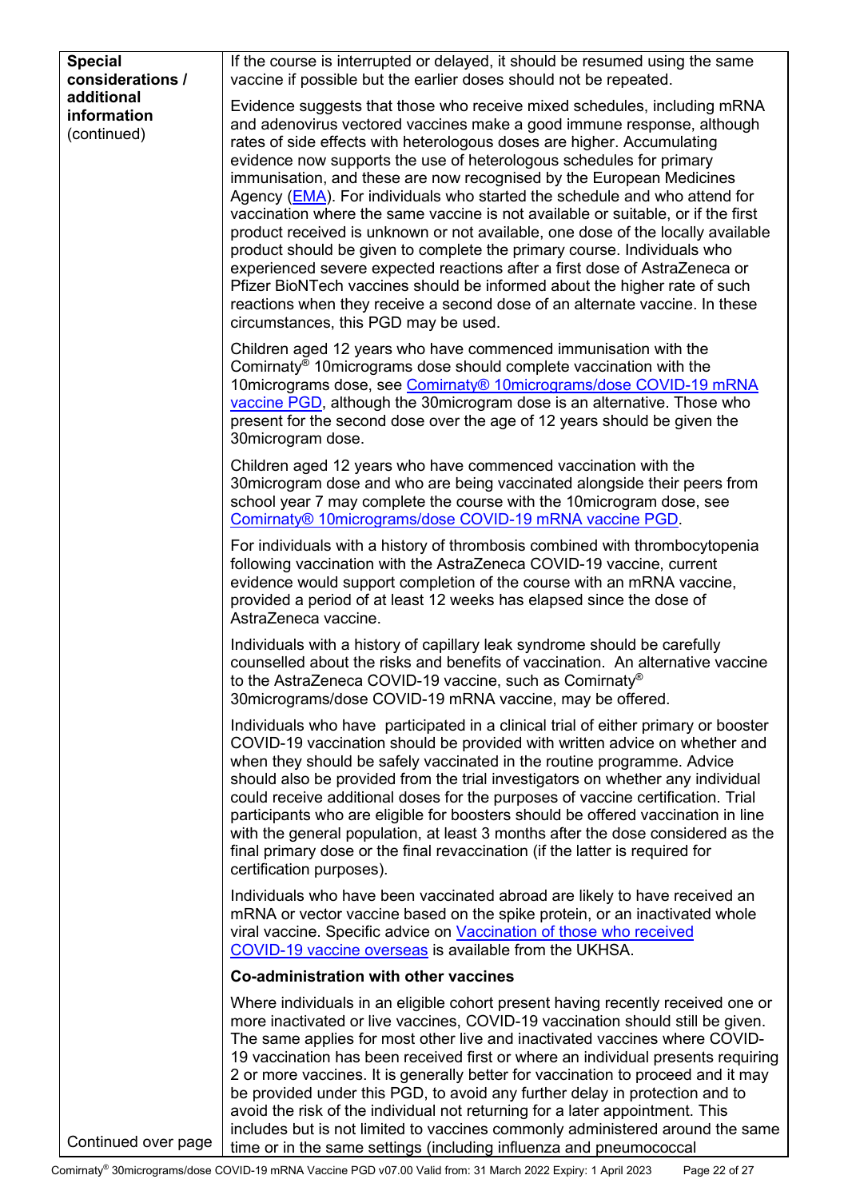| | |
|---|---|
| **Special considerations / additional information** (continued) | If the course is interrupted or delayed, it should be resumed using the same vaccine if possible but the earlier doses should not be repeated.<br><br>Evidence suggests that those who receive mixed schedules, including mRNA and adenovirus vectored vaccines make a good immune response, although rates of side effects with heterologous doses are higher. Accumulating evidence now supports the use of heterologous schedules for primary immunisation, and these are now recognised by the European Medicines Agency (EMA). For individuals who started the schedule and who attend for vaccination where the same vaccine is not available or suitable, or if the first product received is unknown or not available, one dose of the locally available product should be given to complete the primary course. Individuals who experienced severe expected reactions after a first dose of AstraZeneca or Pfizer BioNTech vaccines should be informed about the higher rate of such reactions when they receive a second dose of an alternate vaccine. In these circumstances, this PGD may be used.<br><br>Children aged 12 years who have commenced immunisation with the Comirnaty® 10micrograms dose should complete vaccination with the 10micrograms dose, see Comirnaty® 10micrograms/dose COVID-19 mRNA vaccine PGD, although the 30microgram dose is an alternative. Those who present for the second dose over the age of 12 years should be given the 30microgram dose.<br><br>Children aged 12 years who have commenced vaccination with the 30microgram dose and who are being vaccinated alongside their peers from school year 7 may complete the course with the 10microgram dose, see Comirnaty® 10micrograms/dose COVID-19 mRNA vaccine PGD.<br><br>For individuals with a history of thrombosis combined with thrombocytopenia following vaccination with the AstraZeneca COVID-19 vaccine, current evidence would support completion of the course with an mRNA vaccine, provided a period of at least 12 weeks has elapsed since the dose of AstraZeneca vaccine.<br><br>Individuals with a history of capillary leak syndrome should be carefully counselled about the risks and benefits of vaccination. An alternative vaccine to the AstraZeneca COVID-19 vaccine, such as Comirnaty® 30micrograms/dose COVID-19 mRNA vaccine, may be offered.<br><br>Individuals who have participated in a clinical trial of either primary or booster COVID-19 vaccination should be provided with written advice on whether and when they should be safely vaccinated in the routine programme. Advice should also be provided from the trial investigators on whether any individual could receive additional doses for the purposes of vaccine certification. Trial participants who are eligible for boosters should be offered vaccination in line with the general population, at least 3 months after the dose considered as the final primary dose or the final revaccination (if the latter is required for certification purposes).<br><br>Individuals who have been vaccinated abroad are likely to have received an mRNA or vector vaccine based on the spike protein, or an inactivated whole viral vaccine. Specific advice on Vaccination of those who received COVID-19 vaccine overseas is available from the UKHSA.<br><br>**Co-administration with other vaccines**<br><br>Where individuals in an eligible cohort present having recently received one or more inactivated or live vaccines, COVID-19 vaccination should still be given. The same applies for most other live and inactivated vaccines where COVID-19 vaccination has been received first or where an individual presents requiring 2 or more vaccines. It is generally better for vaccination to proceed and it may be provided under this PGD, to avoid any further delay in protection and to avoid the risk of the individual not returning for a later appointment. This includes but is not limited to vaccines commonly administered around the same time or in the same settings (including influenza and pneumococcal |
| Continued over page | |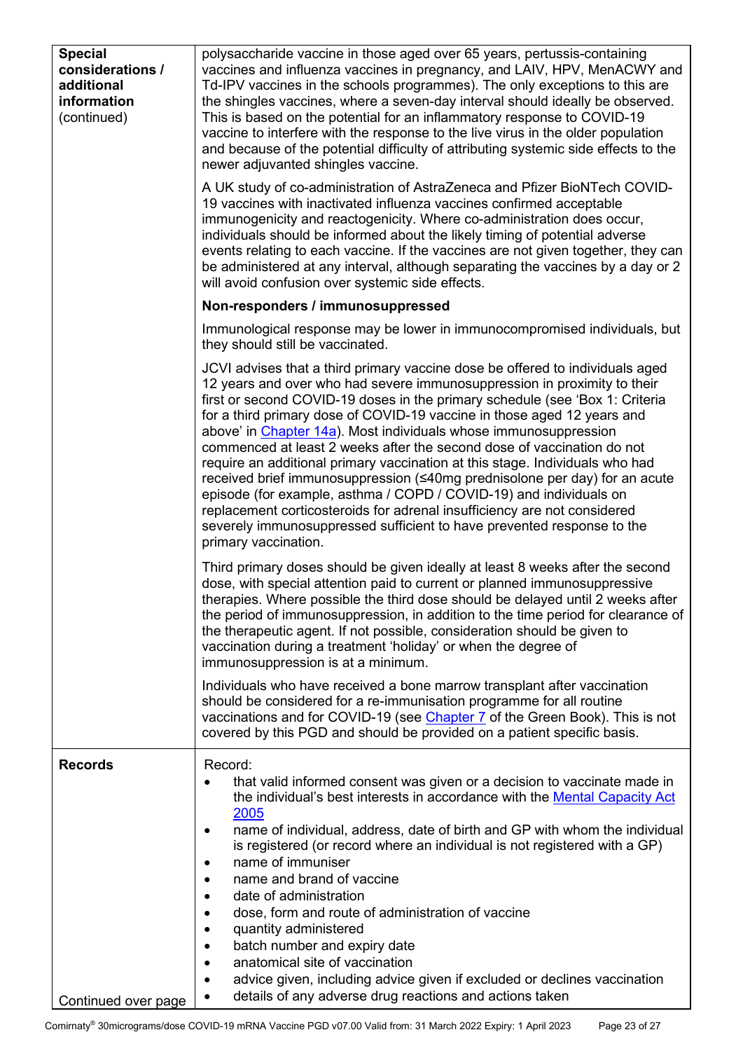| | |
|---|---|
| **Special considerations / additional information** (continued) | polysaccharide vaccine in those aged over 65 years, pertussis-containing vaccines and influenza vaccines in pregnancy, and LAIV, HPV, MenACWY and Td-IPV vaccines in the schools programmes). The only exceptions to this are the shingles vaccines, where a seven-day interval should ideally be observed. This is based on the potential for an inflammatory response to COVID-19 vaccine to interfere with the response to the live virus in the older population and because of the potential difficulty of attributing systemic side effects to the newer adjuvanted shingles vaccine.<br><br>A UK study of co-administration of AstraZeneca and Pfizer BioNTech COVID-19 vaccines with inactivated influenza vaccines confirmed acceptable immunogenicity and reactogenicity. Where co-administration does occur, individuals should be informed about the likely timing of potential adverse events relating to each vaccine. If the vaccines are not given together, they can be administered at any interval, although separating the vaccines by a day or 2 will avoid confusion over systemic side effects.<br><br>**Non-responders / immunosuppressed**<br><br>Immunological response may be lower in immunocompromised individuals, but they should still be vaccinated.<br><br>JCVI advises that a third primary vaccine dose be offered to individuals aged 12 years and over who had severe immunosuppression in proximity to their first or second COVID-19 doses in the primary schedule (see 'Box 1: Criteria for a third primary dose of COVID-19 vaccine in those aged 12 years and above' in [Chapter 14a]). Most individuals whose immunosuppression commenced at least 2 weeks after the second dose of vaccination do not require an additional primary vaccination at this stage. Individuals who had received brief immunosuppression (≤40mg prednisolone per day) for an acute episode (for example, asthma / COPD / COVID-19) and individuals on replacement corticosteroids for adrenal insufficiency are not considered severely immunosuppressed sufficient to have prevented response to the primary vaccination.<br><br>Third primary doses should be given ideally at least 8 weeks after the second dose, with special attention paid to current or planned immunosuppressive therapies. Where possible the third dose should be delayed until 2 weeks after the period of immunosuppression, in addition to the time period for clearance of the therapeutic agent. If not possible, consideration should be given to vaccination during a treatment 'holiday' or when the degree of immunosuppression is at a minimum.<br><br>Individuals who have received a bone marrow transplant after vaccination should be considered for a re-immunisation programme for all routine vaccinations and for COVID-19 (see [Chapter 7] of the Green Book). This is not covered by this PGD and should be provided on a patient specific basis. |
| **Records**<br><br>Continued over page | Record:<br>• that valid informed consent was given or a decision to vaccinate made in the individual's best interests in accordance with the [Mental Capacity Act 2005]<br>• name of individual, address, date of birth and GP with whom the individual is registered (or record where an individual is not registered with a GP)<br>• name of immuniser<br>• name and brand of vaccine<br>• date of administration<br>• dose, form and route of administration of vaccine<br>• quantity administered<br>• batch number and expiry date<br>• anatomical site of vaccination<br>• advice given, including advice given if excluded or declines vaccination<br>• details of any adverse drug reactions and actions taken |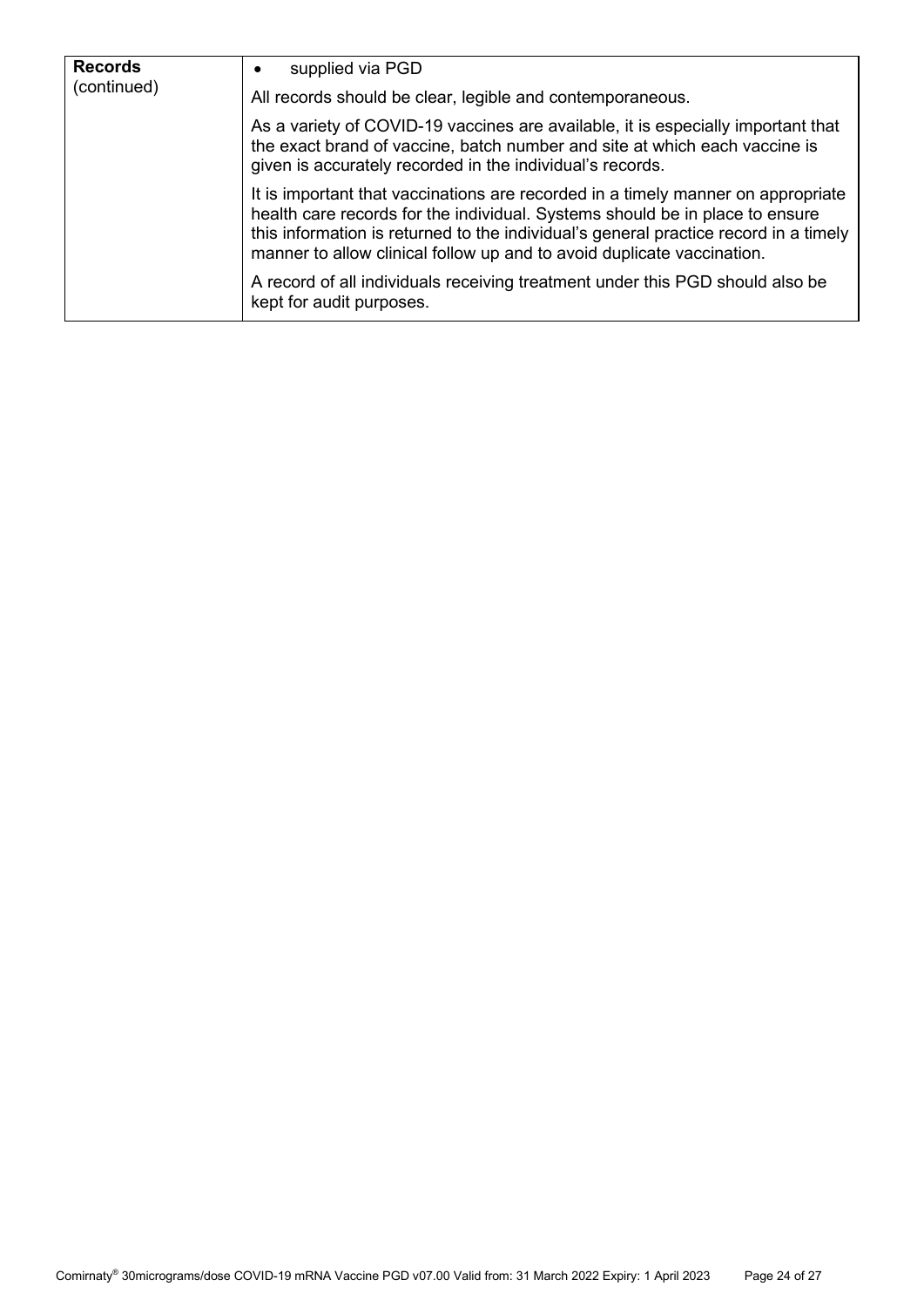| **Records** (continued) | • supplied via PGD<br><br>All records should be clear, legible and contemporaneous.<br><br>As a variety of COVID-19 vaccines are available, it is especially important that the exact brand of vaccine, batch number and site at which each vaccine is given is accurately recorded in the individual's records.<br><br>It is important that vaccinations are recorded in a timely manner on appropriate health care records for the individual. Systems should be in place to ensure this information is returned to the individual's general practice record in a timely manner to allow clinical follow up and to avoid duplicate vaccination.<br><br>A record of all individuals receiving treatment under this PGD should also be kept for audit purposes. |
|---|---|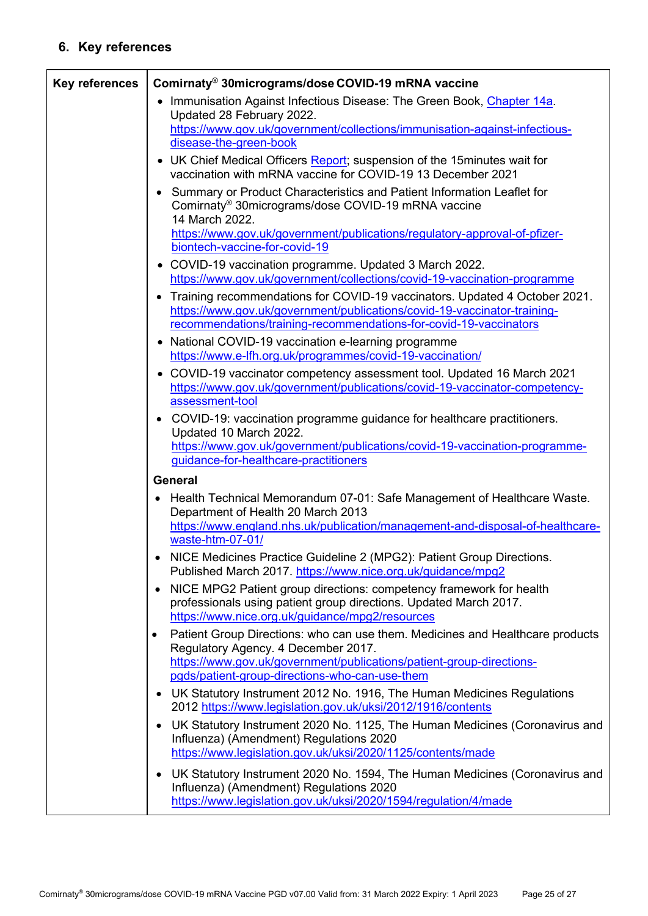## 6. Key references

| Key references | **Comirnaty® 30micrograms/dose COVID-19 mRNA vaccine**<br>• Immunisation Against Infectious Disease: The Green Book, Chapter 14a. Updated 28 February 2022. https://www.gov.uk/government/collections/immunisation-against-infectious-disease-the-green-book<br>• UK Chief Medical Officers Report; suspension of the 15minutes wait for vaccination with mRNA vaccine for COVID-19 13 December 2021<br>• Summary or Product Characteristics and Patient Information Leaflet for Comirnaty® 30micrograms/dose COVID-19 mRNA vaccine 14 March 2022. https://www.gov.uk/government/publications/regulatory-approval-of-pfizer-biontech-vaccine-for-covid-19<br>• COVID-19 vaccination programme. Updated 3 March 2022. https://www.gov.uk/government/collections/covid-19-vaccination-programme<br>• Training recommendations for COVID-19 vaccinators. Updated 4 October 2021. https://www.gov.uk/government/publications/covid-19-vaccinator-training-recommendations/training-recommendations-for-covid-19-vaccinators<br>• National COVID-19 vaccination e-learning programme https://www.e-lfh.org.uk/programmes/covid-19-vaccination/<br>• COVID-19 vaccinator competency assessment tool. Updated 16 March 2021 https://www.gov.uk/government/publications/covid-19-vaccinator-competency-assessment-tool<br>• COVID-19: vaccination programme guidance for healthcare practitioners. Updated 10 March 2022. https://www.gov.uk/government/publications/covid-19-vaccination-programme-guidance-for-healthcare-practitioners<br>**General**<br>• Health Technical Memorandum 07-01: Safe Management of Healthcare Waste. Department of Health 20 March 2013 https://www.england.nhs.uk/publication/management-and-disposal-of-healthcare-waste-htm-07-01/<br>• NICE Medicines Practice Guideline 2 (MPG2): Patient Group Directions. Published March 2017. https://www.nice.org.uk/guidance/mpg2<br>• NICE MPG2 Patient group directions: competency framework for health professionals using patient group directions. Updated March 2017. https://www.nice.org.uk/guidance/mpg2/resources<br>• Patient Group Directions: who can use them. Medicines and Healthcare products Regulatory Agency. 4 December 2017. https://www.gov.uk/government/publications/patient-group-directions-pgds/patient-group-directions-who-can-use-them<br>• UK Statutory Instrument 2012 No. 1916, The Human Medicines Regulations 2012 https://www.legislation.gov.uk/uksi/2012/1916/contents<br>• UK Statutory Instrument 2020 No. 1125, The Human Medicines (Coronavirus and Influenza) (Amendment) Regulations 2020 https://www.legislation.gov.uk/uksi/2020/1125/contents/made<br>• UK Statutory Instrument 2020 No. 1594, The Human Medicines (Coronavirus and Influenza) (Amendment) Regulations 2020 https://www.legislation.gov.uk/uksi/2020/1594/regulation/4/made |
|---|---|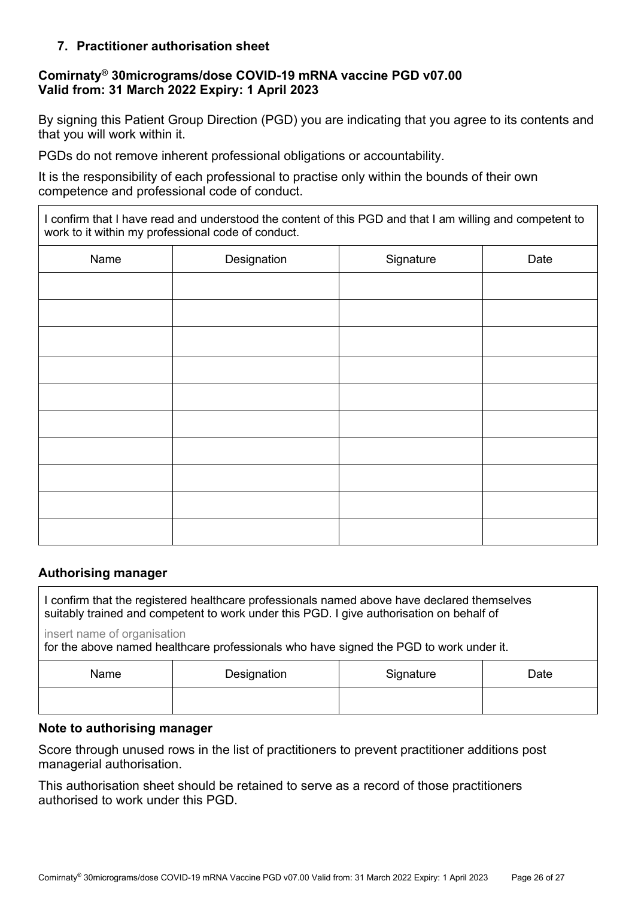## 7. Practitioner authorisation sheet

**Comirnaty® 30micrograms/dose COVID-19 mRNA vaccine PGD v07.00**
**Valid from: 31 March 2022 Expiry: 1 April 2023**

By signing this Patient Group Direction (PGD) you are indicating that you agree to its contents and that you will work within it.

PGDs do not remove inherent professional obligations or accountability.

It is the responsibility of each professional to practise only within the bounds of their own competence and professional code of conduct.

I confirm that I have read and understood the content of this PGD and that I am willing and competent to work to it within my professional code of conduct.

| Name | Designation | Signature | Date |
|---|---|---|---|
| | | | |
| | | | |
| | | | |
| | | | |
| | | | |
| | | | |
| | | | |
| | | | |
| | | | |
| | | | |

### Authorising manager

I confirm that the registered healthcare professionals named above have declared themselves suitably trained and competent to work under this PGD. I give authorisation on behalf of

insert name of organisation
for the above named healthcare professionals who have signed the PGD to work under it.

| Name | Designation | Signature | Date |
|---|---|---|---|
| | | | |

### Note to authorising manager

Score through unused rows in the list of practitioners to prevent practitioner additions post managerial authorisation.

This authorisation sheet should be retained to serve as a record of those practitioners authorised to work under this PGD.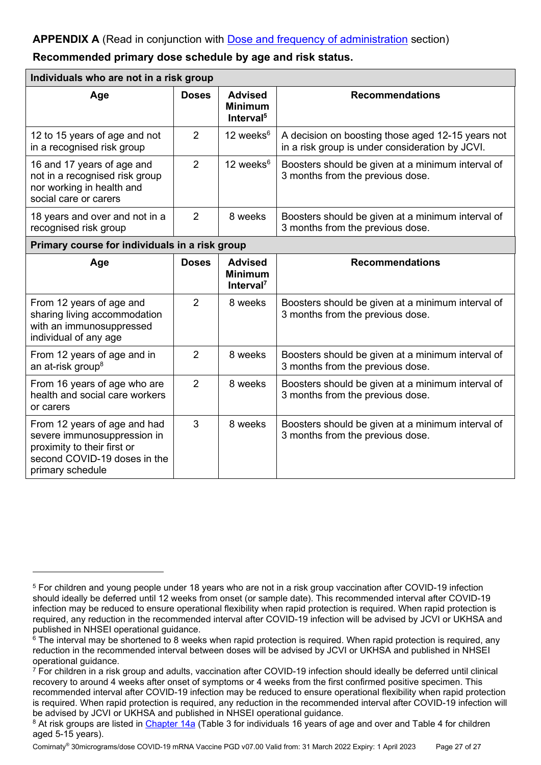**APPENDIX A** (Read in conjunction with Dose and frequency of administration section)

**Recommended primary dose schedule by age and risk status.**

| **Individuals who are not in a risk group** | | | |
|---|---|---|---|
| **Age** | **Doses** | **Advised Minimum Interval**[5] | **Recommendations** |
| 12 to 15 years of age and not in a recognised risk group | 2 | 12 weeks[6] | A decision on boosting those aged 12-15 years not in a risk group is under consideration by JCVI. |
| 16 and 17 years of age and not in a recognised risk group nor working in health and social care or carers | 2 | 12 weeks[6] | Boosters should be given at a minimum interval of 3 months from the previous dose. |
| 18 years and over and not in a recognised risk group | 2 | 8 weeks | Boosters should be given at a minimum interval of 3 months from the previous dose. |

| **Primary course for individuals in a risk group** | | | |
|---|---|---|---|
| **Age** | **Doses** | **Advised Minimum Interval**[7] | **Recommendations** |
| From 12 years of age and sharing living accommodation with an immunosuppressed individual of any age | 2 | 8 weeks | Boosters should be given at a minimum interval of 3 months from the previous dose. |
| From 12 years of age and in an at-risk group[8] | 2 | 8 weeks | Boosters should be given at a minimum interval of 3 months from the previous dose. |
| From 16 years of age who are health and social care workers or carers | 2 | 8 weeks | Boosters should be given at a minimum interval of 3 months from the previous dose. |
| From 12 years of age and had severe immunosuppression in proximity to their first or second COVID-19 doses in the primary schedule | 3 | 8 weeks | Boosters should be given at a minimum interval of 3 months from the previous dose. |

[5] For children and young people under 18 years who are not in a risk group vaccination after COVID-19 infection should ideally be deferred until 12 weeks from onset (or sample date). This recommended interval after COVID-19 infection may be reduced to ensure operational flexibility when rapid protection is required. When rapid protection is required, any reduction in the recommended interval after COVID-19 infection will be advised by JCVI or UKHSA and published in NHSEI operational guidance.

[6] The interval may be shortened to 8 weeks when rapid protection is required. When rapid protection is required, any reduction in the recommended interval between doses will be advised by JCVI or UKHSA and published in NHSEI operational guidance.

[7] For children in a risk group and adults, vaccination after COVID-19 infection should ideally be deferred until clinical recovery to around 4 weeks after onset of symptoms or 4 weeks from the first confirmed positive specimen. This recommended interval after COVID-19 infection may be reduced to ensure operational flexibility when rapid protection is required. When rapid protection is required, any reduction in the recommended interval after COVID-19 infection will be advised by JCVI or UKHSA and published in NHSEI operational guidance.

[8] At risk groups are listed in Chapter 14a (Table 3 for individuals 16 years of age and over and Table 4 for children aged 5-15 years).